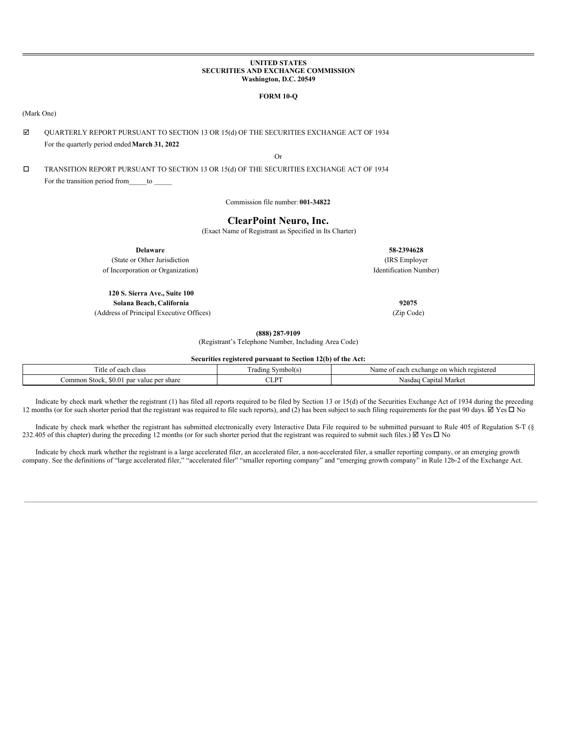**UNITED STATES**
**SECURITIES AND EXCHANGE COMMISSION**
**Washington, D.C. 20549**

**FORM 10-Q**

(Mark One)

☑ QUARTERLY REPORT PURSUANT TO SECTION 13 OR 15(d) OF THE SECURITIES EXCHANGE ACT OF 1934

For the quarterly period ended **March 31, 2022**

Or

☐ TRANSITION REPORT PURSUANT TO SECTION 13 OR 15(d) OF THE SECURITIES EXCHANGE ACT OF 1934

For the transition period from_____to _____

Commission file number: **001-34822**

# ClearPoint Neuro, Inc.

(Exact Name of Registrant as Specified in Its Charter)

| | |
|---|---|
| **Delaware** | **58-2394628** |
| (State or Other Jurisdiction of Incorporation or Organization) | (IRS Employer Identification Number) |
| **120 S. Sierra Ave., Suite 100 Solana Beach, California** | **92075** |
| (Address of Principal Executive Offices) | (Zip Code) |

**(888) 287-9109**

(Registrant's Telephone Number, Including Area Code)

**Securities registered pursuant to Section 12(b) of the Act:**

| Title of each class | Trading Symbol(s) | Name of each exchange on which registered |
|---|---|---|
| Common Stock, $0.01 par value per share | CLPT | Nasdaq Capital Market |

Indicate by check mark whether the registrant (1) has filed all reports required to be filed by Section 13 or 15(d) of the Securities Exchange Act of 1934 during the preceding 12 months (or for such shorter period that the registrant was required to file such reports), and (2) has been subject to such filing requirements for the past 90 days. ☑ Yes ☐ No

Indicate by check mark whether the registrant has submitted electronically every Interactive Data File required to be submitted pursuant to Rule 405 of Regulation S-T (§ 232.405 of this chapter) during the preceding 12 months (or for such shorter period that the registrant was required to submit such files.) ☑ Yes ☐ No

Indicate by check mark whether the registrant is a large accelerated filer, an accelerated filer, a non-accelerated filer, a smaller reporting company, or an emerging growth company. See the definitions of "large accelerated filer," "accelerated filer" "smaller reporting company" and "emerging growth company" in Rule 12b-2 of the Exchange Act.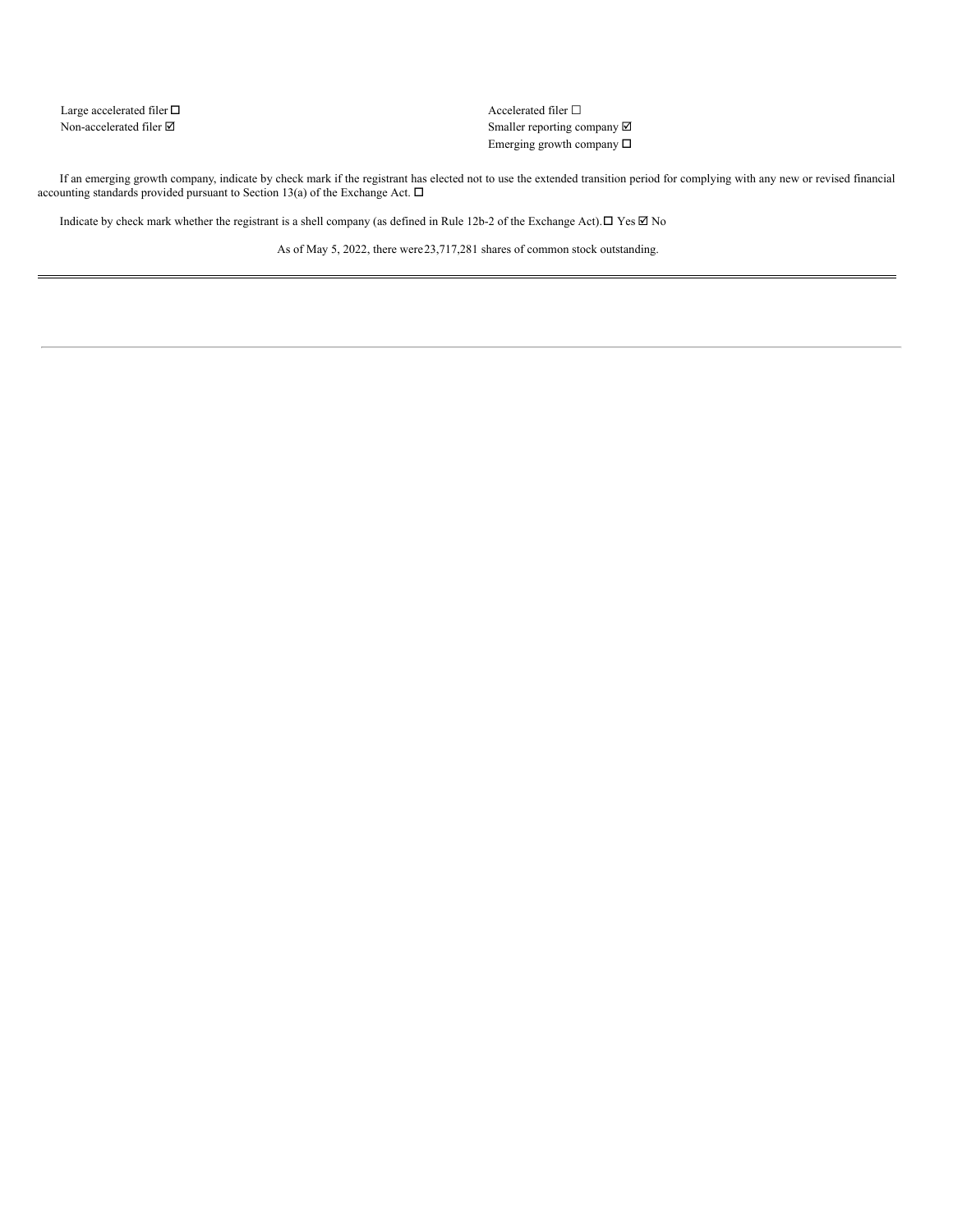| | |
|---|---|
| Large accelerated filer ☐ | Accelerated filer ☐ |
| Non-accelerated filer ☑ | Smaller reporting company ☑ |
| | Emerging growth company ☐ |

If an emerging growth company, indicate by check mark if the registrant has elected not to use the extended transition period for complying with any new or revised financial accounting standards provided pursuant to Section 13(a) of the Exchange Act. ☐

Indicate by check mark whether the registrant is a shell company (as defined in Rule 12b-2 of the Exchange Act). ☐ Yes ☑ No

As of May 5, 2022, there were 23,717,281 shares of common stock outstanding.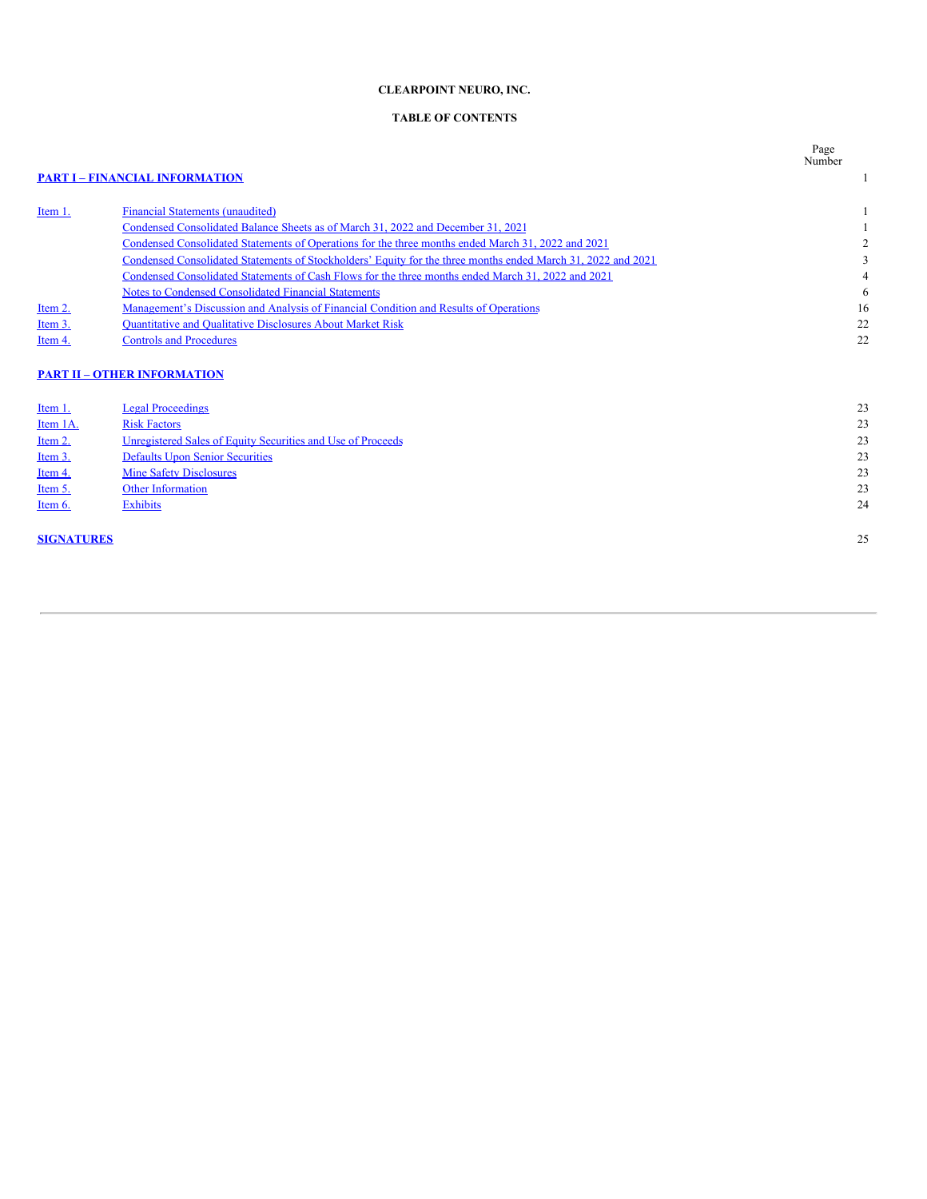**CLEARPOINT NEURO, INC.**

**TABLE OF CONTENTS**

| | | Page Number |
|---|---|---|
| **PART I – FINANCIAL INFORMATION** | | 1 |
| Item 1. | Financial Statements (unaudited) | 1 |
| | Condensed Consolidated Balance Sheets as of March 31, 2022 and December 31, 2021 | 1 |
| | Condensed Consolidated Statements of Operations for the three months ended March 31, 2022 and 2021 | 2 |
| | Condensed Consolidated Statements of Stockholders' Equity for the three months ended March 31, 2022 and 2021 | 3 |
| | Condensed Consolidated Statements of Cash Flows for the three months ended March 31, 2022 and 2021 | 4 |
| | Notes to Condensed Consolidated Financial Statements | 6 |
| Item 2. | Management's Discussion and Analysis of Financial Condition and Results of Operations | 16 |
| Item 3. | Quantitative and Qualitative Disclosures About Market Risk | 22 |
| Item 4. | Controls and Procedures | 22 |
| **PART II – OTHER INFORMATION** | | |
| Item 1. | Legal Proceedings | 23 |
| Item 1A. | Risk Factors | 23 |
| Item 2. | Unregistered Sales of Equity Securities and Use of Proceeds | 23 |
| Item 3. | Defaults Upon Senior Securities | 23 |
| Item 4. | Mine Safety Disclosures | 23 |
| Item 5. | Other Information | 23 |
| Item 6. | Exhibits | 24 |
| **SIGNATURES** | | 25 |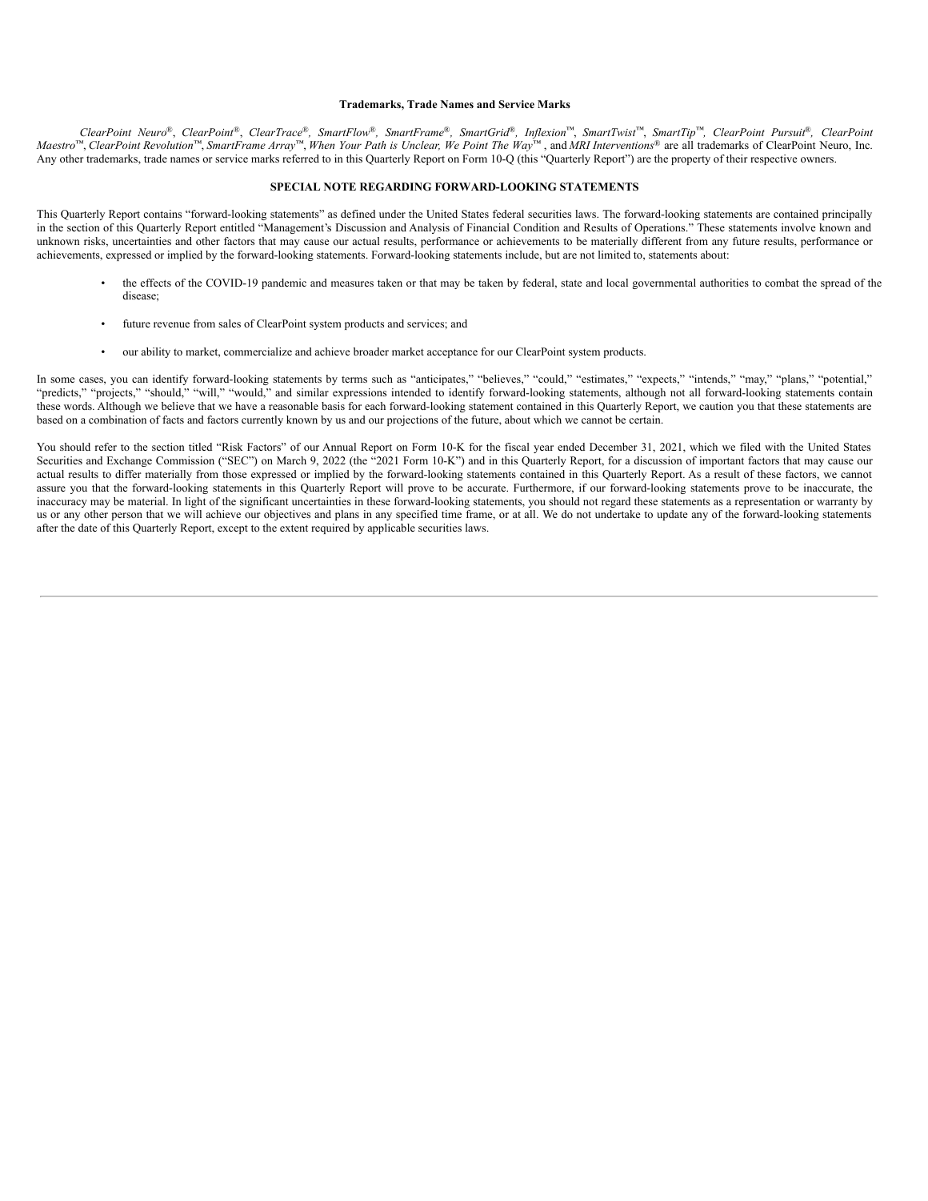**Trademarks, Trade Names and Service Marks**

*ClearPoint Neuro®*, *ClearPoint®*, *ClearTrace®*, *SmartFlow®*, *SmartFrame®*, *SmartGrid®*, *Inflexion™*, *SmartTwist™*, *SmartTip™*, *ClearPoint Pursuit®*, *ClearPoint Maestro™*, *ClearPoint Revolution™*, *SmartFrame Array™*, *When Your Path is Unclear, We Point The Way™* , and *MRI Interventions®* are all trademarks of ClearPoint Neuro, Inc. Any other trademarks, trade names or service marks referred to in this Quarterly Report on Form 10-Q (this "Quarterly Report") are the property of their respective owners.

**SPECIAL NOTE REGARDING FORWARD-LOOKING STATEMENTS**

This Quarterly Report contains "forward-looking statements" as defined under the United States federal securities laws. The forward-looking statements are contained principally in the section of this Quarterly Report entitled "Management's Discussion and Analysis of Financial Condition and Results of Operations." These statements involve known and unknown risks, uncertainties and other factors that may cause our actual results, performance or achievements to be materially different from any future results, performance or achievements, expressed or implied by the forward-looking statements. Forward-looking statements include, but are not limited to, statements about:

- the effects of the COVID-19 pandemic and measures taken or that may be taken by federal, state and local governmental authorities to combat the spread of the disease;
- future revenue from sales of ClearPoint system products and services; and
- our ability to market, commercialize and achieve broader market acceptance for our ClearPoint system products.

In some cases, you can identify forward-looking statements by terms such as "anticipates," "believes," "could," "estimates," "expects," "intends," "may," "plans," "potential," "predicts," "projects," "should," "will," "would," and similar expressions intended to identify forward-looking statements, although not all forward-looking statements contain these words. Although we believe that we have a reasonable basis for each forward-looking statement contained in this Quarterly Report, we caution you that these statements are based on a combination of facts and factors currently known by us and our projections of the future, about which we cannot be certain.

You should refer to the section titled "Risk Factors" of our Annual Report on Form 10-K for the fiscal year ended December 31, 2021, which we filed with the United States Securities and Exchange Commission ("SEC") on March 9, 2022 (the "2021 Form 10-K") and in this Quarterly Report, for a discussion of important factors that may cause our actual results to differ materially from those expressed or implied by the forward-looking statements contained in this Quarterly Report. As a result of these factors, we cannot assure you that the forward-looking statements in this Quarterly Report will prove to be accurate. Furthermore, if our forward-looking statements prove to be inaccurate, the inaccuracy may be material. In light of the significant uncertainties in these forward-looking statements, you should not regard these statements as a representation or warranty by us or any other person that we will achieve our objectives and plans in any specified time frame, or at all. We do not undertake to update any of the forward-looking statements after the date of this Quarterly Report, except to the extent required by applicable securities laws.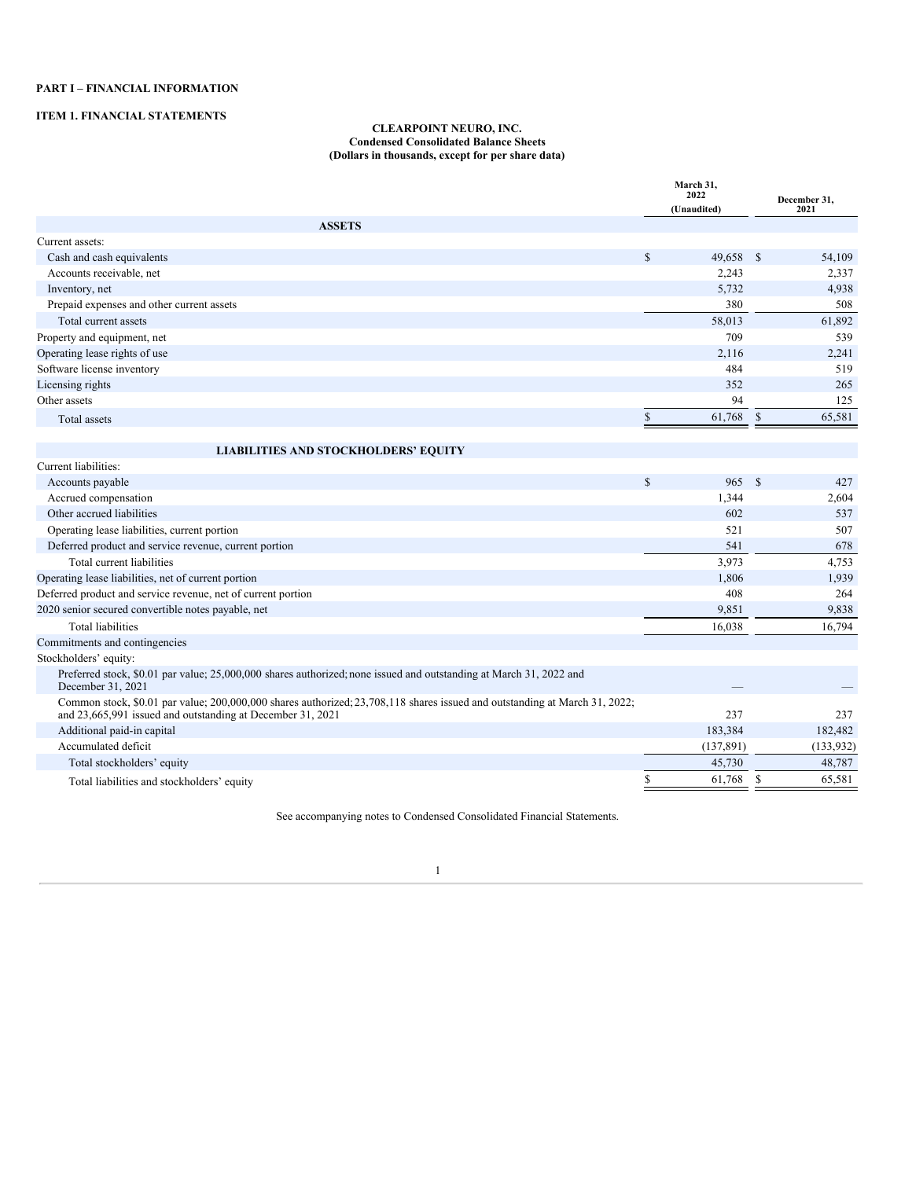**PART I – FINANCIAL INFORMATION**

**ITEM 1. FINANCIAL STATEMENTS**

**CLEARPOINT NEURO, INC.**
**Condensed Consolidated Balance Sheets**
**(Dollars in thousands, except for per share data)**

| | March 31, 2022 (Unaudited) | December 31, 2021 |
|---|---|---|
| **ASSETS** | | |
| Current assets: | | |
| Cash and cash equivalents | $ 49,658 | $ 54,109 |
| Accounts receivable, net | 2,243 | 2,337 |
| Inventory, net | 5,732 | 4,938 |
| Prepaid expenses and other current assets | 380 | 508 |
| Total current assets | 58,013 | 61,892 |
| Property and equipment, net | 709 | 539 |
| Operating lease rights of use | 2,116 | 2,241 |
| Software license inventory | 484 | 519 |
| Licensing rights | 352 | 265 |
| Other assets | 94 | 125 |
| Total assets | $ 61,768 | $ 65,581 |
| **LIABILITIES AND STOCKHOLDERS' EQUITY** | | |
| Current liabilities: | | |
| Accounts payable | $ 965 | $ 427 |
| Accrued compensation | 1,344 | 2,604 |
| Other accrued liabilities | 602 | 537 |
| Operating lease liabilities, current portion | 521 | 507 |
| Deferred product and service revenue, current portion | 541 | 678 |
| Total current liabilities | 3,973 | 4,753 |
| Operating lease liabilities, net of current portion | 1,806 | 1,939 |
| Deferred product and service revenue, net of current portion | 408 | 264 |
| 2020 senior secured convertible notes payable, net | 9,851 | 9,838 |
| Total liabilities | 16,038 | 16,794 |
| Commitments and contingencies | | |
| Stockholders' equity: | | |
| Preferred stock, $0.01 par value; 25,000,000 shares authorized; none issued and outstanding at March 31, 2022 and December 31, 2021 | — | — |
| Common stock, $0.01 par value; 200,000,000 shares authorized; 23,708,118 shares issued and outstanding at March 31, 2022; and 23,665,991 issued and outstanding at December 31, 2021 | 237 | 237 |
| Additional paid-in capital | 183,384 | 182,482 |
| Accumulated deficit | (137,891) | (133,932) |
| Total stockholders' equity | 45,730 | 48,787 |
| Total liabilities and stockholders' equity | $ 61,768 | $ 65,581 |

See accompanying notes to Condensed Consolidated Financial Statements.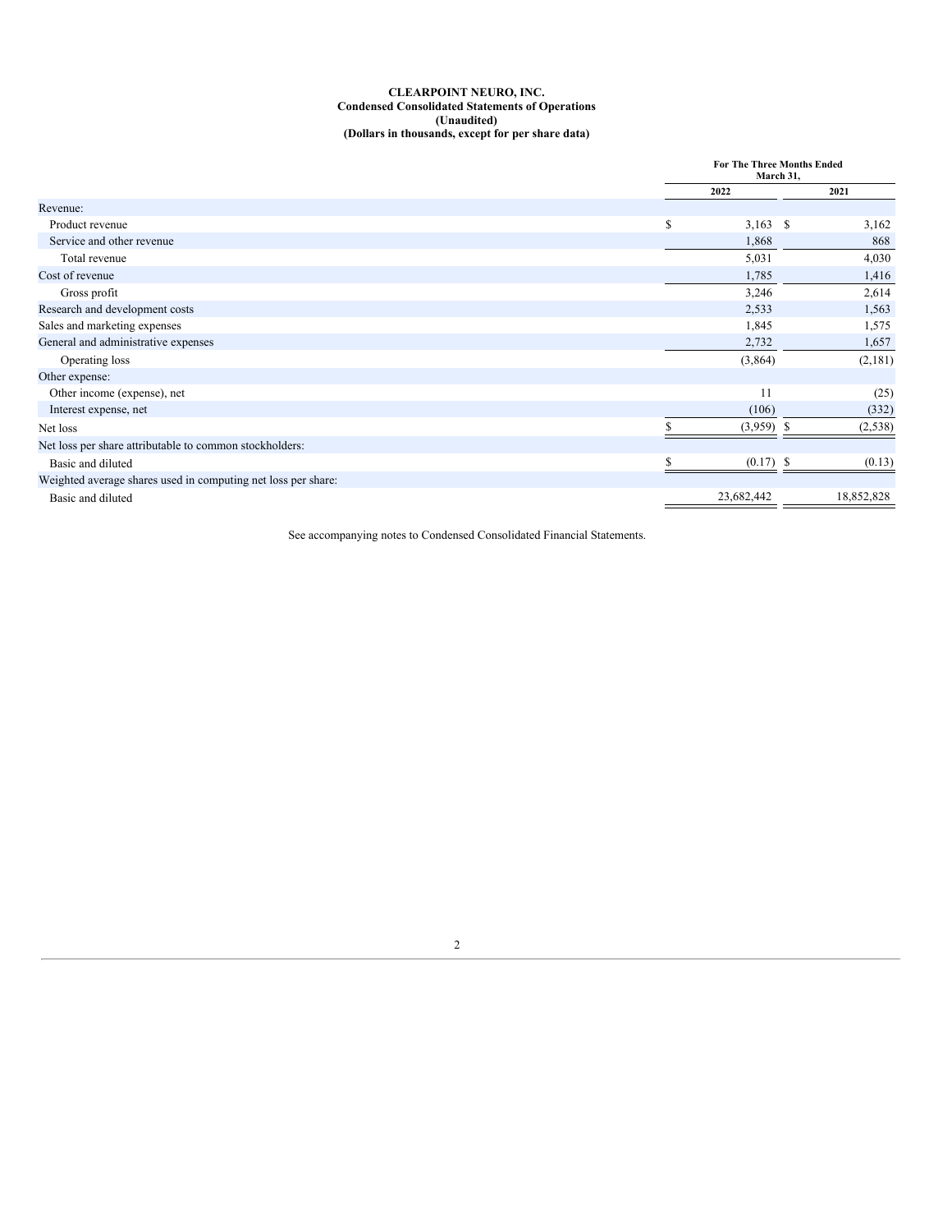**CLEARPOINT NEURO, INC.**
**Condensed Consolidated Statements of Operations**
**(Unaudited)**
**(Dollars in thousands, except for per share data)**

| | For The Three Months Ended March 31, | |
|---|---|---|
| | 2022 | 2021 |
| Revenue: | | |
| Product revenue | $ 3,163 | $ 3,162 |
| Service and other revenue | 1,868 | 868 |
| Total revenue | 5,031 | 4,030 |
| Cost of revenue | 1,785 | 1,416 |
| Gross profit | 3,246 | 2,614 |
| Research and development costs | 2,533 | 1,563 |
| Sales and marketing expenses | 1,845 | 1,575 |
| General and administrative expenses | 2,732 | 1,657 |
| Operating loss | (3,864) | (2,181) |
| Other expense: | | |
| Other income (expense), net | 11 | (25) |
| Interest expense, net | (106) | (332) |
| Net loss | $ (3,959) | $ (2,538) |
| Net loss per share attributable to common stockholders: | | |
| Basic and diluted | $ (0.17) | $ (0.13) |
| Weighted average shares used in computing net loss per share: | | |
| Basic and diluted | 23,682,442 | 18,852,828 |

See accompanying notes to Condensed Consolidated Financial Statements.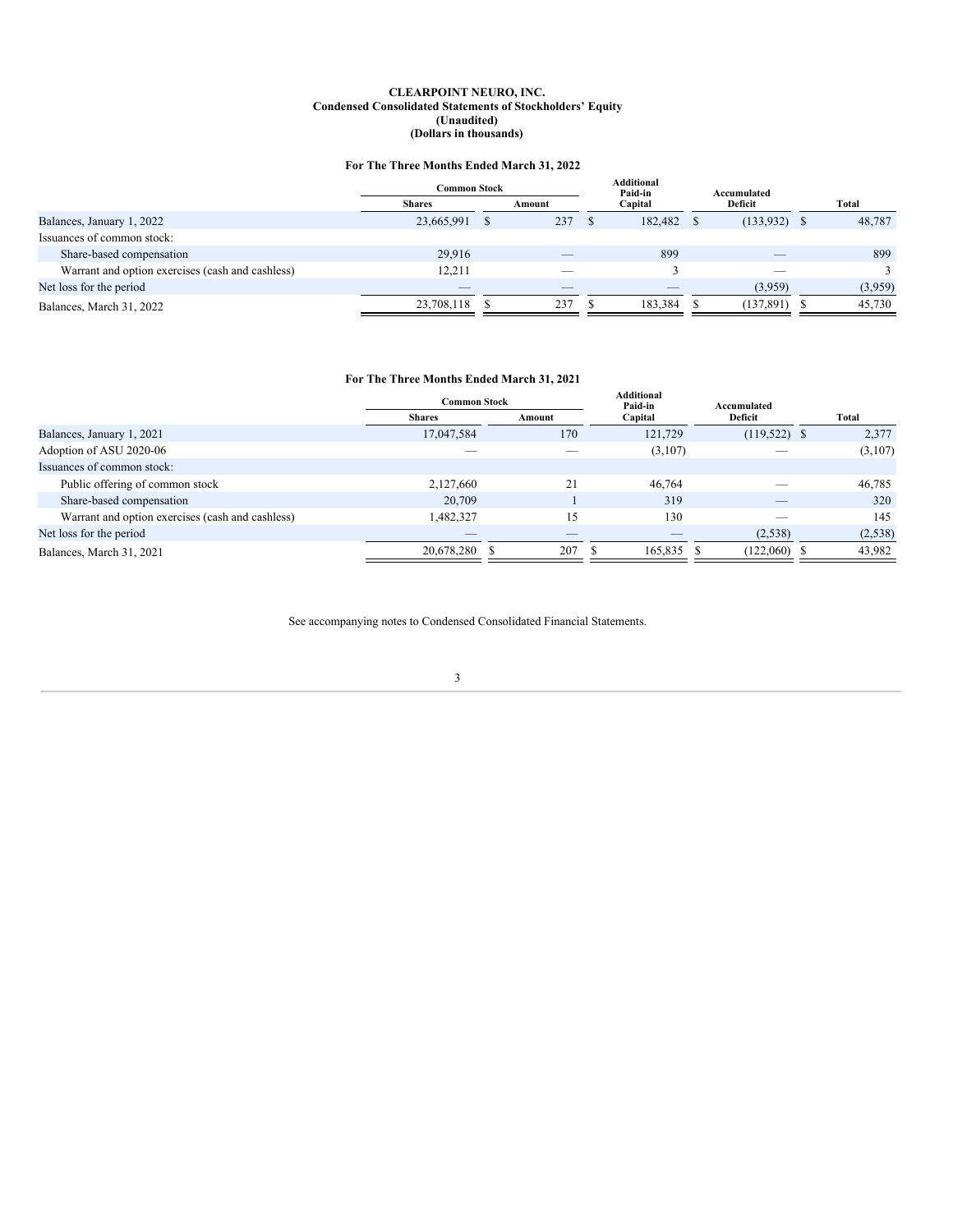**CLEARPOINT NEURO, INC.**
**Condensed Consolidated Statements of Stockholders' Equity**
**(Unaudited)**
**(Dollars in thousands)**

**For The Three Months Ended March 31, 2022**

| | Common Stock | | Additional Paid-in Capital | Accumulated Deficit | Total |
|---|---|---|---|---|---|
| | Shares | Amount | | | |
| Balances, January 1, 2022 | 23,665,991 | $ 237 | $ 182,482 | $ (133,932) | $ 48,787 |
| Issuances of common stock: | | | | | |
| Share-based compensation | 29,916 | — | 899 | — | 899 |
| Warrant and option exercises (cash and cashless) | 12,211 | — | 3 | — | 3 |
| Net loss for the period | — | — | — | (3,959) | (3,959) |
| Balances, March 31, 2022 | 23,708,118 | $ 237 | $ 183,384 | $ (137,891) | $ 45,730 |

**For The Three Months Ended March 31, 2021**

| | Common Stock | | Additional Paid-in Capital | Accumulated Deficit | Total |
|---|---|---|---|---|---|
| | Shares | Amount | | | |
| Balances, January 1, 2021 | 17,047,584 | 170 | 121,729 | (119,522) | $ 2,377 |
| Adoption of ASU 2020-06 | — | — | (3,107) | — | (3,107) |
| Issuances of common stock: | | | | | |
| Public offering of common stock | 2,127,660 | 21 | 46,764 | — | 46,785 |
| Share-based compensation | 20,709 | 1 | 319 | — | 320 |
| Warrant and option exercises (cash and cashless) | 1,482,327 | 15 | 130 | — | 145 |
| Net loss for the period | — | — | — | (2,538) | (2,538) |
| Balances, March 31, 2021 | 20,678,280 | $ 207 | $ 165,835 | $ (122,060) | $ 43,982 |

See accompanying notes to Condensed Consolidated Financial Statements.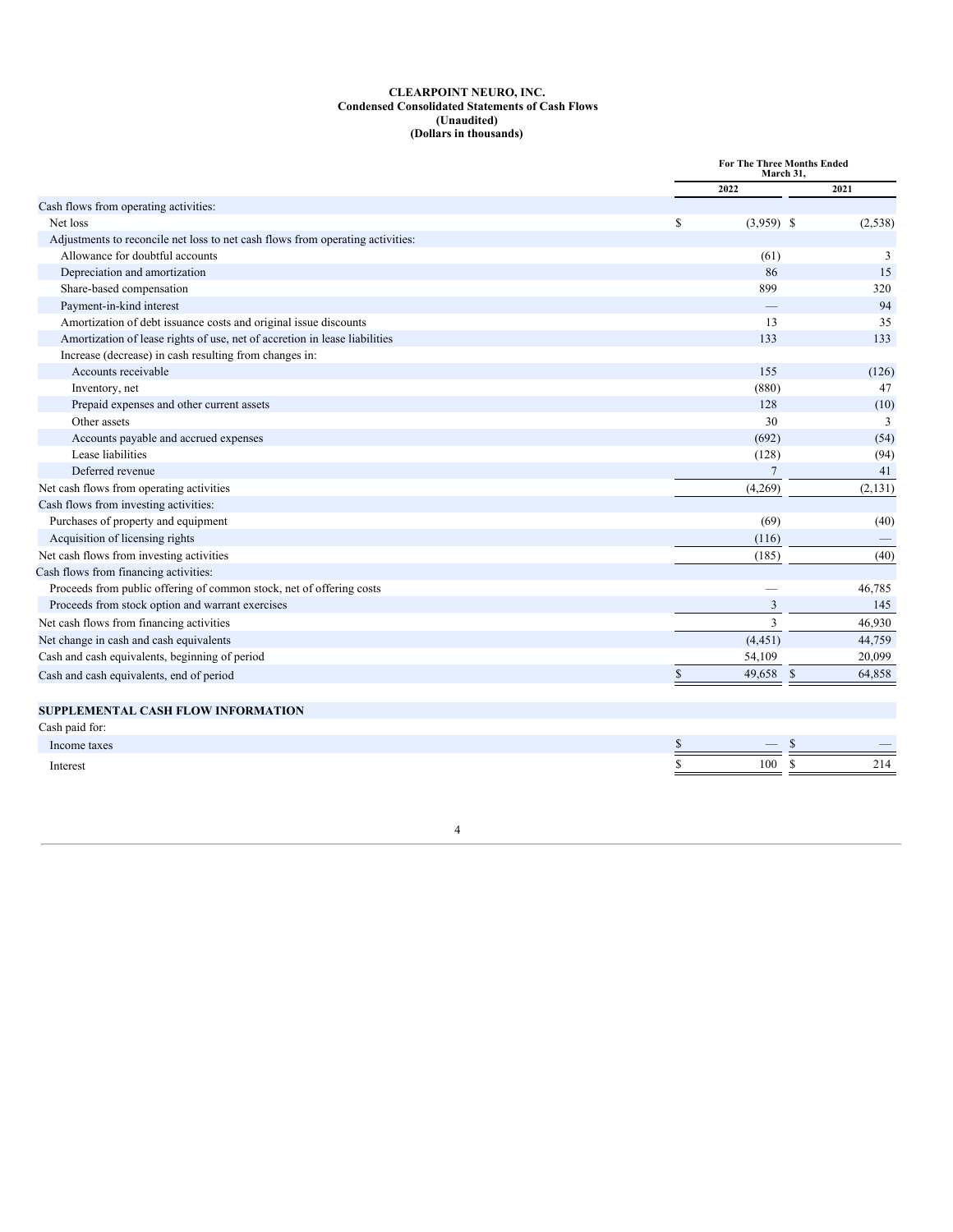**CLEARPOINT NEURO, INC.**
**Condensed Consolidated Statements of Cash Flows**
**(Unaudited)**
**(Dollars in thousands)**

| | For The Three Months Ended March 31, | |
|---|---|---|
| | 2022 | 2021 |
| Cash flows from operating activities: | | |
| Net loss | $ (3,959) | $ (2,538) |
| Adjustments to reconcile net loss to net cash flows from operating activities: | | |
| Allowance for doubtful accounts | (61) | 3 |
| Depreciation and amortization | 86 | 15 |
| Share-based compensation | 899 | 320 |
| Payment-in-kind interest | — | 94 |
| Amortization of debt issuance costs and original issue discounts | 13 | 35 |
| Amortization of lease rights of use, net of accretion in lease liabilities | 133 | 133 |
| Increase (decrease) in cash resulting from changes in: | | |
| Accounts receivable | 155 | (126) |
| Inventory, net | (880) | 47 |
| Prepaid expenses and other current assets | 128 | (10) |
| Other assets | 30 | 3 |
| Accounts payable and accrued expenses | (692) | (54) |
| Lease liabilities | (128) | (94) |
| Deferred revenue | 7 | 41 |
| Net cash flows from operating activities | (4,269) | (2,131) |
| Cash flows from investing activities: | | |
| Purchases of property and equipment | (69) | (40) |
| Acquisition of licensing rights | (116) | — |
| Net cash flows from investing activities | (185) | (40) |
| Cash flows from financing activities: | | |
| Proceeds from public offering of common stock, net of offering costs | — | 46,785 |
| Proceeds from stock option and warrant exercises | 3 | 145 |
| Net cash flows from financing activities | 3 | 46,930 |
| Net change in cash and cash equivalents | (4,451) | 44,759 |
| Cash and cash equivalents, beginning of period | 54,109 | 20,099 |
| Cash and cash equivalents, end of period | $ 49,658 | $ 64,858 |
| | | |
| **SUPPLEMENTAL CASH FLOW INFORMATION** | | |
| Cash paid for: | | |
| Income taxes | $ — | $ — |
| Interest | $ 100 | $ 214 |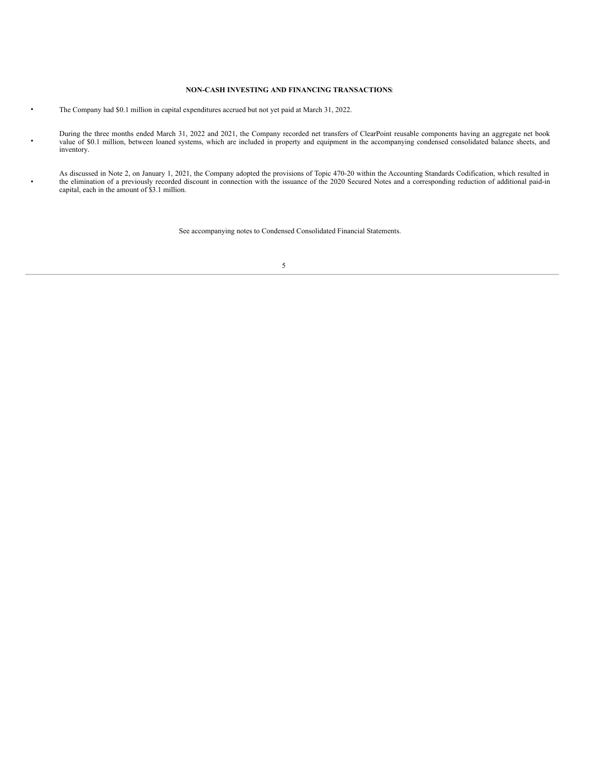**NON-CASH INVESTING AND FINANCING TRANSACTIONS:**

- The Company had $0.1 million in capital expenditures accrued but not yet paid at March 31, 2022.
- During the three months ended March 31, 2022 and 2021, the Company recorded net transfers of ClearPoint reusable components having an aggregate net book value of $0.1 million, between loaned systems, which are included in property and equipment in the accompanying condensed consolidated balance sheets, and inventory.
- As discussed in Note 2, on January 1, 2021, the Company adopted the provisions of Topic 470-20 within the Accounting Standards Codification, which resulted in the elimination of a previously recorded discount in connection with the issuance of the 2020 Secured Notes and a corresponding reduction of additional paid-in capital, each in the amount of $3.1 million.

See accompanying notes to Condensed Consolidated Financial Statements.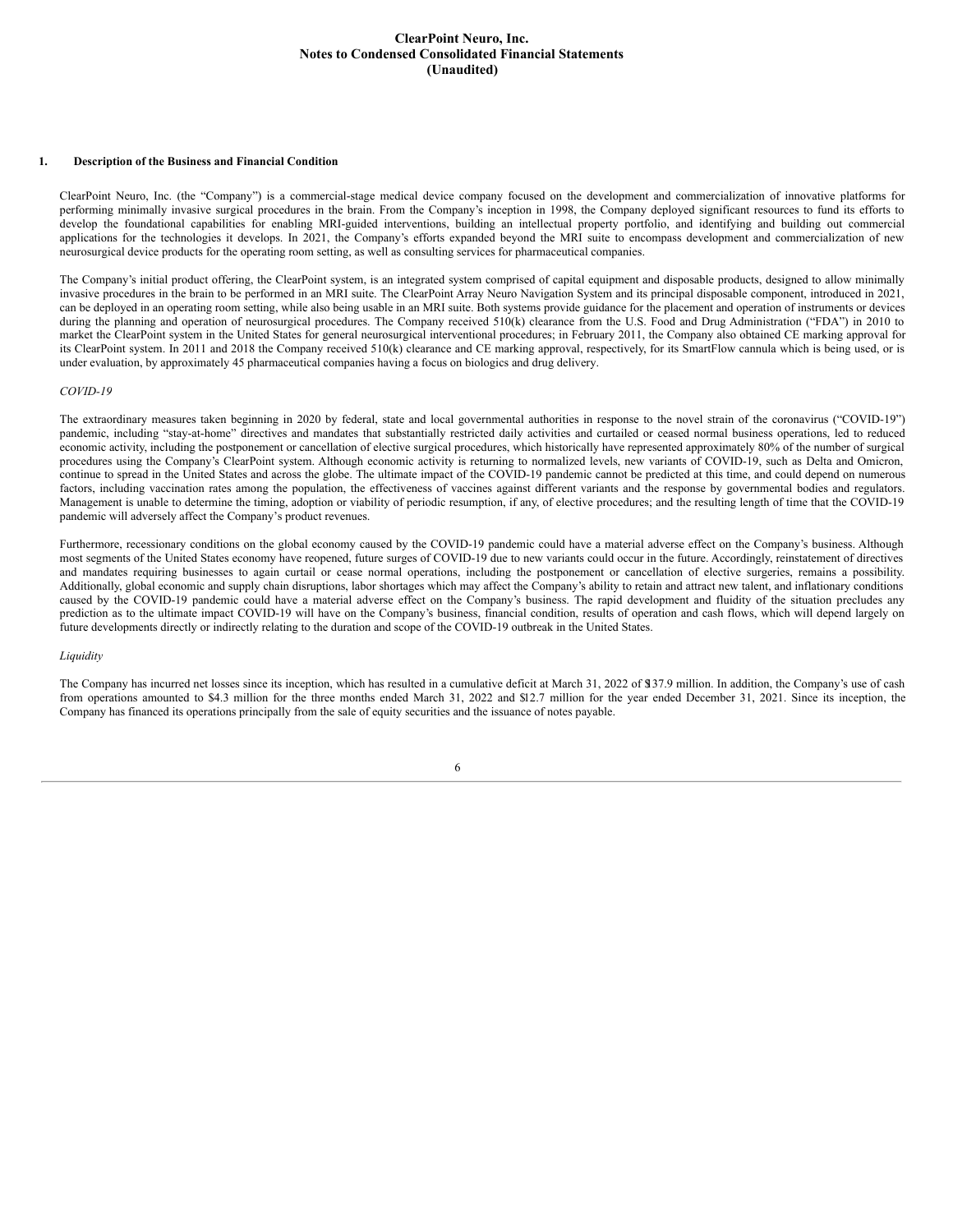# ClearPoint Neuro, Inc.
# Notes to Condensed Consolidated Financial Statements
# (Unaudited)

## 1. Description of the Business and Financial Condition

ClearPoint Neuro, Inc. (the "Company") is a commercial-stage medical device company focused on the development and commercialization of innovative platforms for performing minimally invasive surgical procedures in the brain. From the Company's inception in 1998, the Company deployed significant resources to fund its efforts to develop the foundational capabilities for enabling MRI-guided interventions, building an intellectual property portfolio, and identifying and building out commercial applications for the technologies it develops. In 2021, the Company's efforts expanded beyond the MRI suite to encompass development and commercialization of new neurosurgical device products for the operating room setting, as well as consulting services for pharmaceutical companies.

The Company's initial product offering, the ClearPoint system, is an integrated system comprised of capital equipment and disposable products, designed to allow minimally invasive procedures in the brain to be performed in an MRI suite. The ClearPoint Array Neuro Navigation System and its principal disposable component, introduced in 2021, can be deployed in an operating room setting, while also being usable in an MRI suite. Both systems provide guidance for the placement and operation of instruments or devices during the planning and operation of neurosurgical procedures. The Company received 510(k) clearance from the U.S. Food and Drug Administration ("FDA") in 2010 to market the ClearPoint system in the United States for general neurosurgical interventional procedures; in February 2011, the Company also obtained CE marking approval for its ClearPoint system. In 2011 and 2018 the Company received 510(k) clearance and CE marking approval, respectively, for its SmartFlow cannula which is being used, or is under evaluation, by approximately 45 pharmaceutical companies having a focus on biologics and drug delivery.

*COVID-19*

The extraordinary measures taken beginning in 2020 by federal, state and local governmental authorities in response to the novel strain of the coronavirus ("COVID-19") pandemic, including "stay-at-home" directives and mandates that substantially restricted daily activities and curtailed or ceased normal business operations, led to reduced economic activity, including the postponement or cancellation of elective surgical procedures, which historically have represented approximately 80% of the number of surgical procedures using the Company's ClearPoint system. Although economic activity is returning to normalized levels, new variants of COVID-19, such as Delta and Omicron, continue to spread in the United States and across the globe. The ultimate impact of the COVID-19 pandemic cannot be predicted at this time, and could depend on numerous factors, including vaccination rates among the population, the effectiveness of vaccines against different variants and the response by governmental bodies and regulators. Management is unable to determine the timing, adoption or viability of periodic resumption, if any, of elective procedures; and the resulting length of time that the COVID-19 pandemic will adversely affect the Company's product revenues.

Furthermore, recessionary conditions on the global economy caused by the COVID-19 pandemic could have a material adverse effect on the Company's business. Although most segments of the United States economy have reopened, future surges of COVID-19 due to new variants could occur in the future. Accordingly, reinstatement of directives and mandates requiring businesses to again curtail or cease normal operations, including the postponement or cancellation of elective surgeries, remains a possibility. Additionally, global economic and supply chain disruptions, labor shortages which may affect the Company's ability to retain and attract new talent, and inflationary conditions caused by the COVID-19 pandemic could have a material adverse effect on the Company's business. The rapid development and fluidity of the situation precludes any prediction as to the ultimate impact COVID-19 will have on the Company's business, financial condition, results of operation and cash flows, which will depend largely on future developments directly or indirectly relating to the duration and scope of the COVID-19 outbreak in the United States.

*Liquidity*

The Company has incurred net losses since its inception, which has resulted in a cumulative deficit at March 31, 2022 of $137.9 million. In addition, the Company's use of cash from operations amounted to $4.3 million for the three months ended March 31, 2022 and $12.7 million for the year ended December 31, 2021. Since its inception, the Company has financed its operations principally from the sale of equity securities and the issuance of notes payable.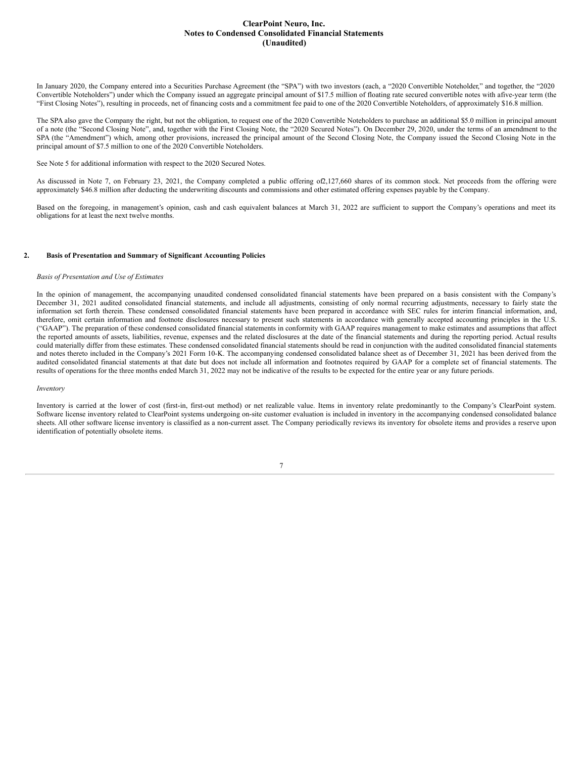In January 2020, the Company entered into a Securities Purchase Agreement (the "SPA") with two investors (each, a "2020 Convertible Noteholder," and together, the "2020 Convertible Noteholders") under which the Company issued an aggregate principal amount of $17.5 million of floating rate secured convertible notes with afive-year term (the "First Closing Notes"), resulting in proceeds, net of financing costs and a commitment fee paid to one of the 2020 Convertible Noteholders, of approximately $16.8 million.

The SPA also gave the Company the right, but not the obligation, to request one of the 2020 Convertible Noteholders to purchase an additional $5.0 million in principal amount of a note (the "Second Closing Note", and, together with the First Closing Note, the "2020 Secured Notes"). On December 29, 2020, under the terms of an amendment to the SPA (the "Amendment") which, among other provisions, increased the principal amount of the Second Closing Note, the Company issued the Second Closing Note in the principal amount of $7.5 million to one of the 2020 Convertible Noteholders.

See Note 5 for additional information with respect to the 2020 Secured Notes.

As discussed in Note 7, on February 23, 2021, the Company completed a public offering of2,127,660 shares of its common stock. Net proceeds from the offering were approximately $46.8 million after deducting the underwriting discounts and commissions and other estimated offering expenses payable by the Company.

Based on the foregoing, in management's opinion, cash and cash equivalent balances at March 31, 2022 are sufficient to support the Company's operations and meet its obligations for at least the next twelve months.

## 2. Basis of Presentation and Summary of Significant Accounting Policies

*Basis of Presentation and Use of Estimates*

In the opinion of management, the accompanying unaudited condensed consolidated financial statements have been prepared on a basis consistent with the Company's December 31, 2021 audited consolidated financial statements, and include all adjustments, consisting of only normal recurring adjustments, necessary to fairly state the information set forth therein. These condensed consolidated financial statements have been prepared in accordance with SEC rules for interim financial information, and, therefore, omit certain information and footnote disclosures necessary to present such statements in accordance with generally accepted accounting principles in the U.S. ("GAAP"). The preparation of these condensed consolidated financial statements in conformity with GAAP requires management to make estimates and assumptions that affect the reported amounts of assets, liabilities, revenue, expenses and the related disclosures at the date of the financial statements and during the reporting period. Actual results could materially differ from these estimates. These condensed consolidated financial statements should be read in conjunction with the audited consolidated financial statements and notes thereto included in the Company's 2021 Form 10-K. The accompanying condensed consolidated balance sheet as of December 31, 2021 has been derived from the audited consolidated financial statements at that date but does not include all information and footnotes required by GAAP for a complete set of financial statements. The results of operations for the three months ended March 31, 2022 may not be indicative of the results to be expected for the entire year or any future periods.

*Inventory*

Inventory is carried at the lower of cost (first-in, first-out method) or net realizable value. Items in inventory relate predominantly to the Company's ClearPoint system. Software license inventory related to ClearPoint systems undergoing on-site customer evaluation is included in inventory in the accompanying condensed consolidated balance sheets. All other software license inventory is classified as a non-current asset. The Company periodically reviews its inventory for obsolete items and provides a reserve upon identification of potentially obsolete items.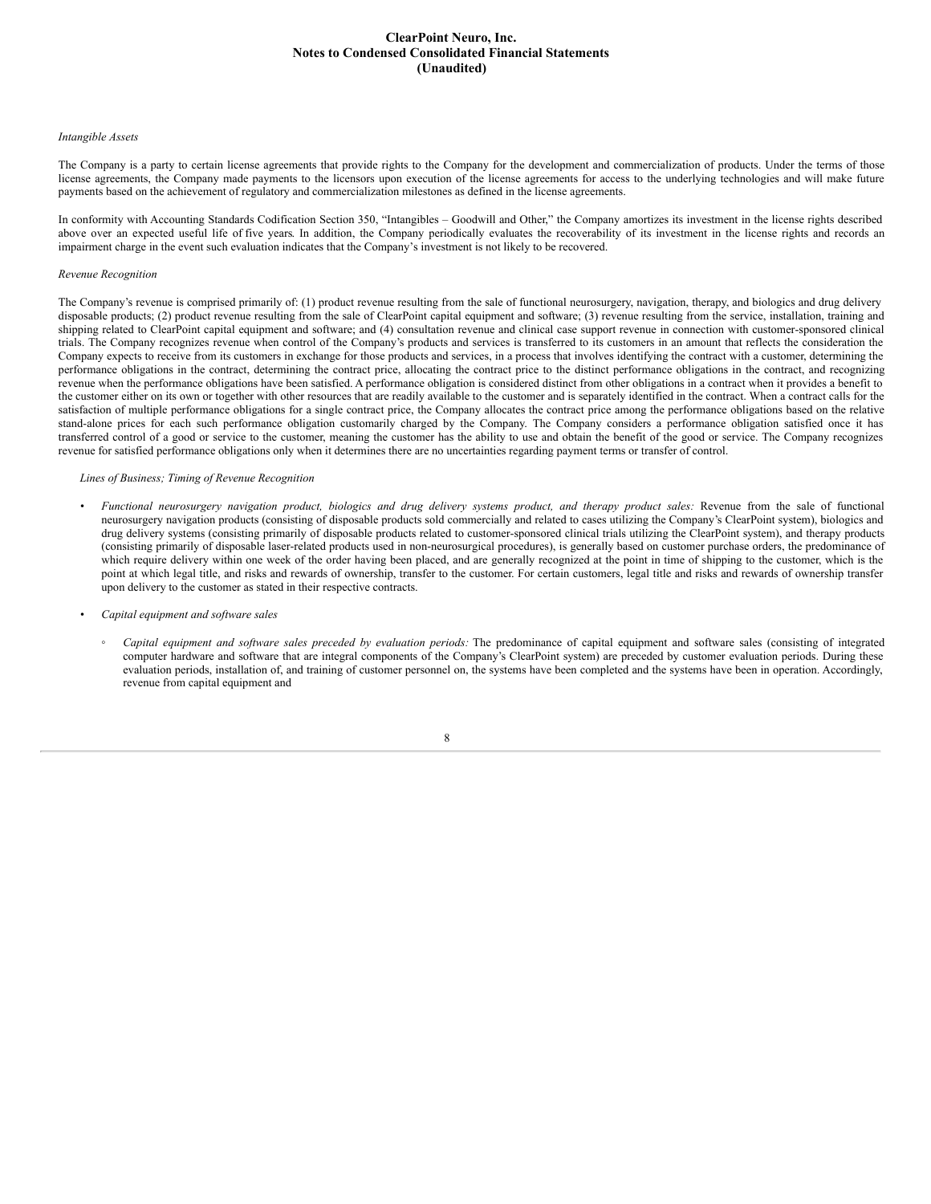*Intangible Assets*

The Company is a party to certain license agreements that provide rights to the Company for the development and commercialization of products. Under the terms of those license agreements, the Company made payments to the licensors upon execution of the license agreements for access to the underlying technologies and will make future payments based on the achievement of regulatory and commercialization milestones as defined in the license agreements.

In conformity with Accounting Standards Codification Section 350, "Intangibles – Goodwill and Other," the Company amortizes its investment in the license rights described above over an expected useful life of five years. In addition, the Company periodically evaluates the recoverability of its investment in the license rights and records an impairment charge in the event such evaluation indicates that the Company's investment is not likely to be recovered.

*Revenue Recognition*

The Company's revenue is comprised primarily of: (1) product revenue resulting from the sale of functional neurosurgery, navigation, therapy, and biologics and drug delivery disposable products; (2) product revenue resulting from the sale of ClearPoint capital equipment and software; (3) revenue resulting from the service, installation, training and shipping related to ClearPoint capital equipment and software; and (4) consultation revenue and clinical case support revenue in connection with customer-sponsored clinical trials. The Company recognizes revenue when control of the Company's products and services is transferred to its customers in an amount that reflects the consideration the Company expects to receive from its customers in exchange for those products and services, in a process that involves identifying the contract with a customer, determining the performance obligations in the contract, determining the contract price, allocating the contract price to the distinct performance obligations in the contract, and recognizing revenue when the performance obligations have been satisfied. A performance obligation is considered distinct from other obligations in a contract when it provides a benefit to the customer either on its own or together with other resources that are readily available to the customer and is separately identified in the contract. When a contract calls for the satisfaction of multiple performance obligations for a single contract price, the Company allocates the contract price among the performance obligations based on the relative stand-alone prices for each such performance obligation customarily charged by the Company. The Company considers a performance obligation satisfied once it has transferred control of a good or service to the customer, meaning the customer has the ability to use and obtain the benefit of the good or service. The Company recognizes revenue for satisfied performance obligations only when it determines there are no uncertainties regarding payment terms or transfer of control.

*Lines of Business; Timing of Revenue Recognition*

- *Functional neurosurgery navigation product, biologics and drug delivery systems product, and therapy product sales:* Revenue from the sale of functional neurosurgery navigation products (consisting of disposable products sold commercially and related to cases utilizing the Company's ClearPoint system), biologics and drug delivery systems (consisting primarily of disposable products related to customer-sponsored clinical trials utilizing the ClearPoint system), and therapy products (consisting primarily of disposable laser-related products used in non-neurosurgical procedures), is generally based on customer purchase orders, the predominance of which require delivery within one week of the order having been placed, and are generally recognized at the point in time of shipping to the customer, which is the point at which legal title, and risks and rewards of ownership, transfer to the customer. For certain customers, legal title and risks and rewards of ownership transfer upon delivery to the customer as stated in their respective contracts.

- *Capital equipment and software sales*

  - *Capital equipment and software sales preceded by evaluation periods:* The predominance of capital equipment and software sales (consisting of integrated computer hardware and software that are integral components of the Company's ClearPoint system) are preceded by customer evaluation periods. During these evaluation periods, installation of, and training of customer personnel on, the systems have been completed and the systems have been in operation. Accordingly, revenue from capital equipment and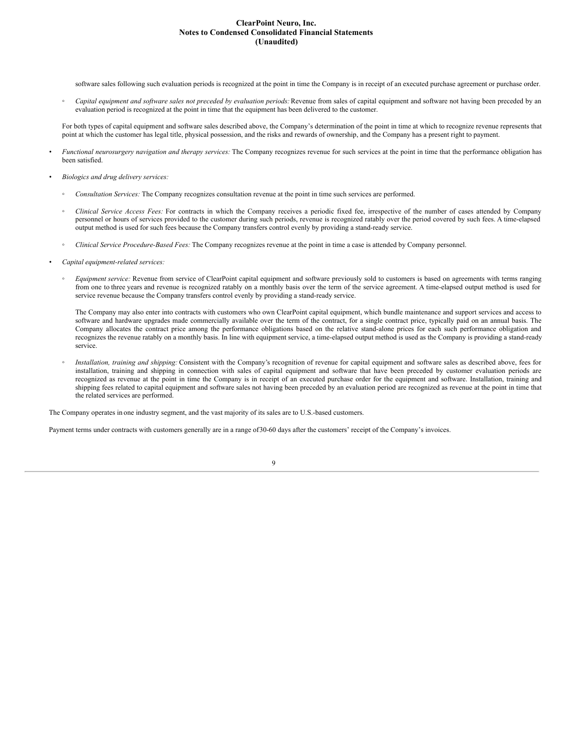software sales following such evaluation periods is recognized at the point in time the Company is in receipt of an executed purchase agreement or purchase order.

   - *Capital equipment and software sales not preceded by evaluation periods:* Revenue from sales of capital equipment and software not having been preceded by an evaluation period is recognized at the point in time that the equipment has been delivered to the customer.

   For both types of capital equipment and software sales described above, the Company's determination of the point in time at which to recognize revenue represents that point at which the customer has legal title, physical possession, and the risks and rewards of ownership, and the Company has a present right to payment.

- *Functional neurosurgery navigation and therapy services:* The Company recognizes revenue for such services at the point in time that the performance obligation has been satisfied.

- *Biologics and drug delivery services:*

   - *Consultation Services:* The Company recognizes consultation revenue at the point in time such services are performed.

   - *Clinical Service Access Fees:* For contracts in which the Company receives a periodic fixed fee, irrespective of the number of cases attended by Company personnel or hours of services provided to the customer during such periods, revenue is recognized ratably over the period covered by such fees. A time-elapsed output method is used for such fees because the Company transfers control evenly by providing a stand-ready service.

   - *Clinical Service Procedure-Based Fees:* The Company recognizes revenue at the point in time a case is attended by Company personnel.

- *Capital equipment-related services:*

   - *Equipment service:* Revenue from service of ClearPoint capital equipment and software previously sold to customers is based on agreements with terms ranging from one to three years and revenue is recognized ratably on a monthly basis over the term of the service agreement. A time-elapsed output method is used for service revenue because the Company transfers control evenly by providing a stand-ready service.

     The Company may also enter into contracts with customers who own ClearPoint capital equipment, which bundle maintenance and support services and access to software and hardware upgrades made commercially available over the term of the contract, for a single contract price, typically paid on an annual basis. The Company allocates the contract price among the performance obligations based on the relative stand-alone prices for each such performance obligation and recognizes the revenue ratably on a monthly basis. In line with equipment service, a time-elapsed output method is used as the Company is providing a stand-ready service.

   - *Installation, training and shipping:* Consistent with the Company's recognition of revenue for capital equipment and software sales as described above, fees for installation, training and shipping in connection with sales of capital equipment and software that have been preceded by customer evaluation periods are recognized as revenue at the point in time the Company is in receipt of an executed purchase order for the equipment and software. Installation, training and shipping fees related to capital equipment and software sales not having been preceded by an evaluation period are recognized as revenue at the point in time that the related services are performed.

The Company operates in one industry segment, and the vast majority of its sales are to U.S.-based customers.

Payment terms under contracts with customers generally are in a range of 30-60 days after the customers' receipt of the Company's invoices.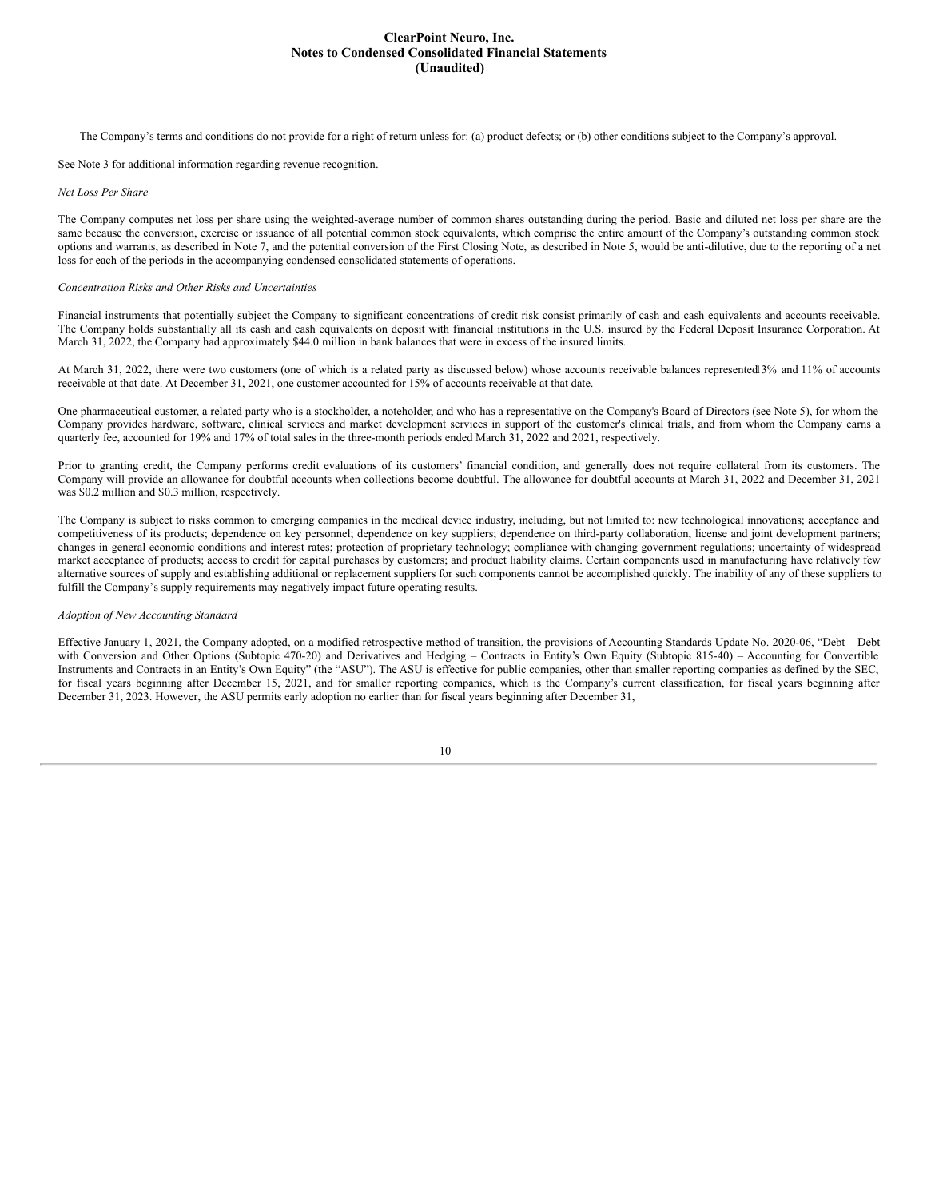The Company's terms and conditions do not provide for a right of return unless for: (a) product defects; or (b) other conditions subject to the Company's approval.

See Note 3 for additional information regarding revenue recognition.

*Net Loss Per Share*

The Company computes net loss per share using the weighted-average number of common shares outstanding during the period. Basic and diluted net loss per share are the same because the conversion, exercise or issuance of all potential common stock equivalents, which comprise the entire amount of the Company's outstanding common stock options and warrants, as described in Note 7, and the potential conversion of the First Closing Note, as described in Note 5, would be anti-dilutive, due to the reporting of a net loss for each of the periods in the accompanying condensed consolidated statements of operations.

*Concentration Risks and Other Risks and Uncertainties*

Financial instruments that potentially subject the Company to significant concentrations of credit risk consist primarily of cash and cash equivalents and accounts receivable. The Company holds substantially all its cash and cash equivalents on deposit with financial institutions in the U.S. insured by the Federal Deposit Insurance Corporation. At March 31, 2022, the Company had approximately $44.0 million in bank balances that were in excess of the insured limits.

At March 31, 2022, there were two customers (one of which is a related party as discussed below) whose accounts receivable balances represented 13% and 11% of accounts receivable at that date. At December 31, 2021, one customer accounted for 15% of accounts receivable at that date.

One pharmaceutical customer, a related party who is a stockholder, a noteholder, and who has a representative on the Company's Board of Directors (see Note 5), for whom the Company provides hardware, software, clinical services and market development services in support of the customer's clinical trials, and from whom the Company earns a quarterly fee, accounted for 19% and 17% of total sales in the three-month periods ended March 31, 2022 and 2021, respectively.

Prior to granting credit, the Company performs credit evaluations of its customers' financial condition, and generally does not require collateral from its customers. The Company will provide an allowance for doubtful accounts when collections become doubtful. The allowance for doubtful accounts at March 31, 2022 and December 31, 2021 was $0.2 million and $0.3 million, respectively.

The Company is subject to risks common to emerging companies in the medical device industry, including, but not limited to: new technological innovations; acceptance and competitiveness of its products; dependence on key personnel; dependence on key suppliers; dependence on third-party collaboration, license and joint development partners; changes in general economic conditions and interest rates; protection of proprietary technology; compliance with changing government regulations; uncertainty of widespread market acceptance of products; access to credit for capital purchases by customers; and product liability claims. Certain components used in manufacturing have relatively few alternative sources of supply and establishing additional or replacement suppliers for such components cannot be accomplished quickly. The inability of any of these suppliers to fulfill the Company's supply requirements may negatively impact future operating results.

*Adoption of New Accounting Standard*

Effective January 1, 2021, the Company adopted, on a modified retrospective method of transition, the provisions of Accounting Standards Update No. 2020-06, "Debt – Debt with Conversion and Other Options (Subtopic 470-20) and Derivatives and Hedging – Contracts in Entity's Own Equity (Subtopic 815-40) – Accounting for Convertible Instruments and Contracts in an Entity's Own Equity" (the "ASU"). The ASU is effective for public companies, other than smaller reporting companies as defined by the SEC, for fiscal years beginning after December 15, 2021, and for smaller reporting companies, which is the Company's current classification, for fiscal years beginning after December 31, 2023. However, the ASU permits early adoption no earlier than for fiscal years beginning after December 31,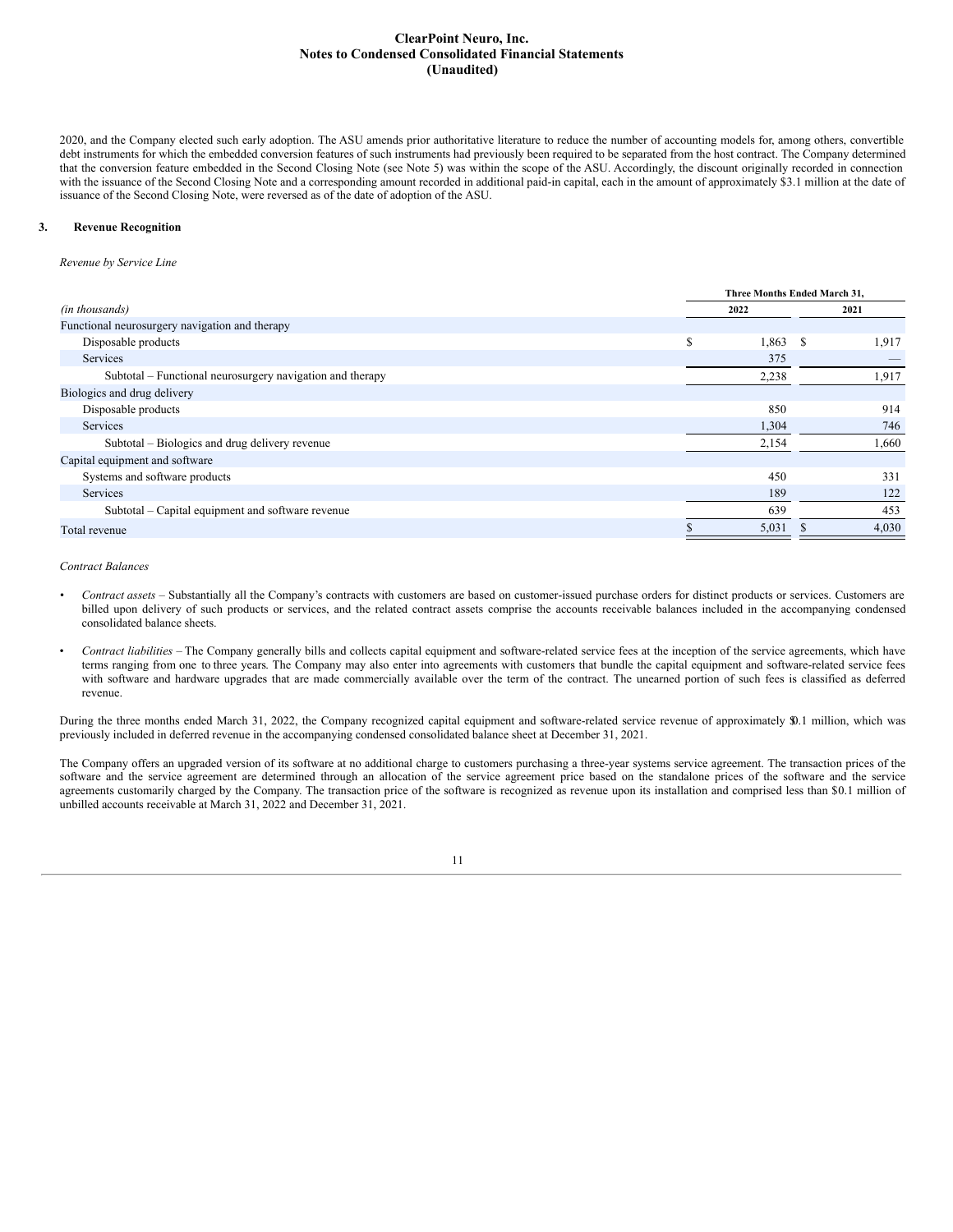2020, and the Company elected such early adoption. The ASU amends prior authoritative literature to reduce the number of accounting models for, among others, convertible debt instruments for which the embedded conversion features of such instruments had previously been required to be separated from the host contract. The Company determined that the conversion feature embedded in the Second Closing Note (see Note 5) was within the scope of the ASU. Accordingly, the discount originally recorded in connection with the issuance of the Second Closing Note and a corresponding amount recorded in additional paid-in capital, each in the amount of approximately $3.1 million at the date of issuance of the Second Closing Note, were reversed as of the date of adoption of the ASU.

## 3. Revenue Recognition

*Revenue by Service Line*

| *(in thousands)* | Three Months Ended March 31, 2022 | 2021 |
|---|---|---|
| Functional neurosurgery navigation and therapy | | |
| Disposable products | $ 1,863 | $ 1,917 |
| Services | 375 | — |
| Subtotal – Functional neurosurgery navigation and therapy | 2,238 | 1,917 |
| Biologics and drug delivery | | |
| Disposable products | 850 | 914 |
| Services | 1,304 | 746 |
| Subtotal – Biologics and drug delivery revenue | 2,154 | 1,660 |
| Capital equipment and software | | |
| Systems and software products | 450 | 331 |
| Services | 189 | 122 |
| Subtotal – Capital equipment and software revenue | 639 | 453 |
| Total revenue | $ 5,031 | $ 4,030 |

*Contract Balances*

- *Contract assets* – Substantially all the Company's contracts with customers are based on customer-issued purchase orders for distinct products or services. Customers are billed upon delivery of such products or services, and the related contract assets comprise the accounts receivable balances included in the accompanying condensed consolidated balance sheets.

- *Contract liabilities* – The Company generally bills and collects capital equipment and software-related service fees at the inception of the service agreements, which have terms ranging from one to three years. The Company may also enter into agreements with customers that bundle the capital equipment and software-related service fees with software and hardware upgrades that are made commercially available over the term of the contract. The unearned portion of such fees is classified as deferred revenue.

During the three months ended March 31, 2022, the Company recognized capital equipment and software-related service revenue of approximately $0.1 million, which was previously included in deferred revenue in the accompanying condensed consolidated balance sheet at December 31, 2021.

The Company offers an upgraded version of its software at no additional charge to customers purchasing a three-year systems service agreement. The transaction prices of the software and the service agreement are determined through an allocation of the service agreement price based on the standalone prices of the software and the service agreements customarily charged by the Company. The transaction price of the software is recognized as revenue upon its installation and comprised less than $0.1 million of unbilled accounts receivable at March 31, 2022 and December 31, 2021.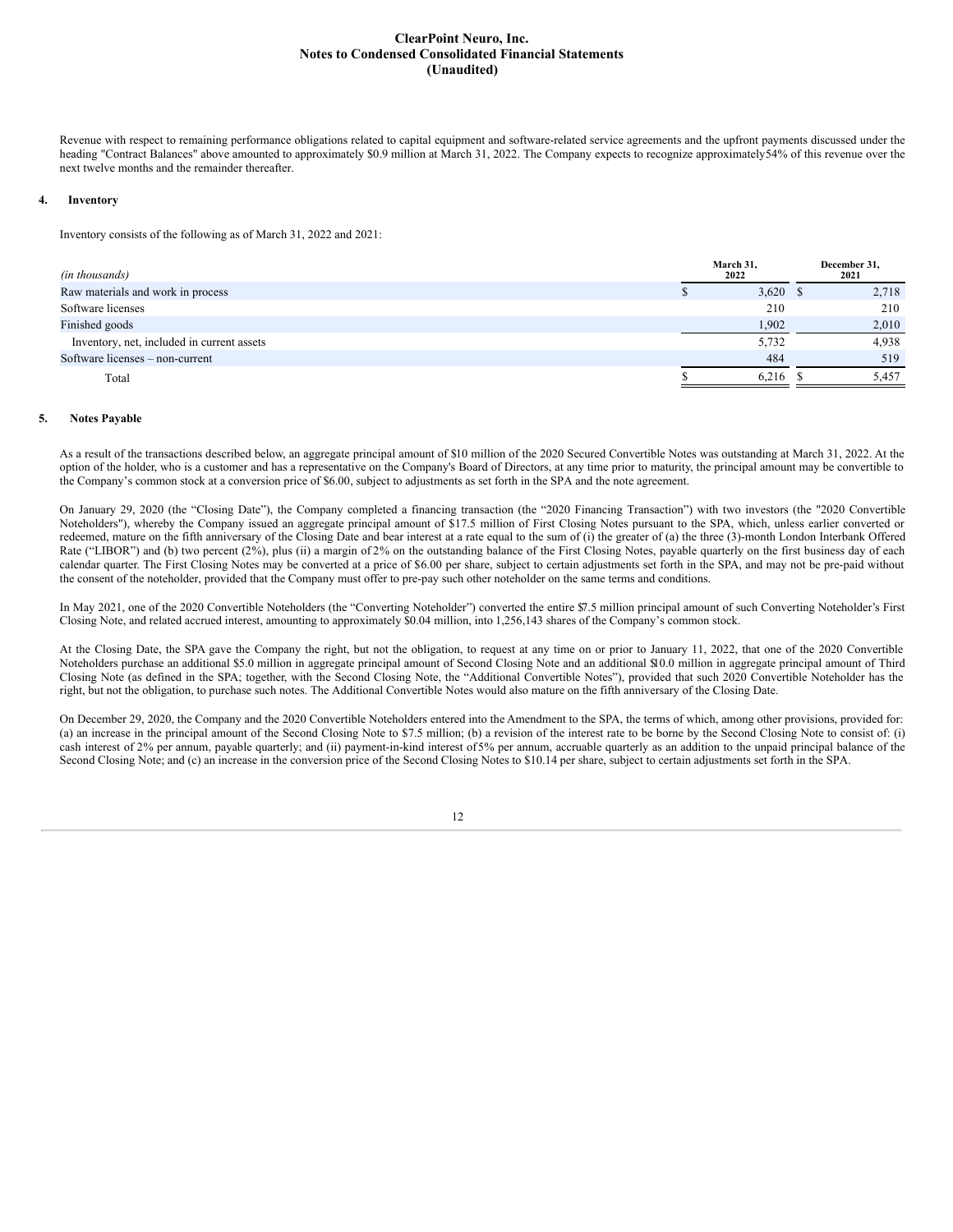Revenue with respect to remaining performance obligations related to capital equipment and software-related service agreements and the upfront payments discussed under the heading "Contract Balances" above amounted to approximately $0.9 million at March 31, 2022. The Company expects to recognize approximately54% of this revenue over the next twelve months and the remainder thereafter.

## 4. Inventory

Inventory consists of the following as of March 31, 2022 and 2021:

| *(in thousands)* | March 31, 2022 | December 31, 2021 |
|---|---|---|
| Raw materials and work in process | $ 3,620 | $ 2,718 |
| Software licenses | 210 | 210 |
| Finished goods | 1,902 | 2,010 |
| Inventory, net, included in current assets | 5,732 | 4,938 |
| Software licenses – non-current | 484 | 519 |
| Total | $ 6,216 | $ 5,457 |

## 5. Notes Payable

As a result of the transactions described below, an aggregate principal amount of $10 million of the 2020 Secured Convertible Notes was outstanding at March 31, 2022. At the option of the holder, who is a customer and has a representative on the Company's Board of Directors, at any time prior to maturity, the principal amount may be convertible to the Company's common stock at a conversion price of $6.00, subject to adjustments as set forth in the SPA and the note agreement.

On January 29, 2020 (the "Closing Date"), the Company completed a financing transaction (the "2020 Financing Transaction") with two investors (the "2020 Convertible Noteholders"), whereby the Company issued an aggregate principal amount of $17.5 million of First Closing Notes pursuant to the SPA, which, unless earlier converted or redeemed, mature on the fifth anniversary of the Closing Date and bear interest at a rate equal to the sum of (i) the greater of (a) the three (3)-month London Interbank Offered Rate ("LIBOR") and (b) two percent (2%), plus (ii) a margin of 2% on the outstanding balance of the First Closing Notes, payable quarterly on the first business day of each calendar quarter. The First Closing Notes may be converted at a price of $6.00 per share, subject to certain adjustments set forth in the SPA, and may not be pre-paid without the consent of the noteholder, provided that the Company must offer to pre-pay such other noteholder on the same terms and conditions.

In May 2021, one of the 2020 Convertible Noteholders (the "Converting Noteholder") converted the entire $7.5 million principal amount of such Converting Noteholder's First Closing Note, and related accrued interest, amounting to approximately $0.04 million, into 1,256,143 shares of the Company's common stock.

At the Closing Date, the SPA gave the Company the right, but not the obligation, to request at any time on or prior to January 11, 2022, that one of the 2020 Convertible Noteholders purchase an additional $5.0 million in aggregate principal amount of Second Closing Note and an additional $10.0 million in aggregate principal amount of Third Closing Note (as defined in the SPA; together, with the Second Closing Note, the "Additional Convertible Notes"), provided that such 2020 Convertible Noteholder has the right, but not the obligation, to purchase such notes. The Additional Convertible Notes would also mature on the fifth anniversary of the Closing Date.

On December 29, 2020, the Company and the 2020 Convertible Noteholders entered into the Amendment to the SPA, the terms of which, among other provisions, provided for: (a) an increase in the principal amount of the Second Closing Note to $7.5 million; (b) a revision of the interest rate to be borne by the Second Closing Note to consist of: (i) cash interest of 2% per annum, payable quarterly; and (ii) payment-in-kind interest of 5% per annum, accruable quarterly as an addition to the unpaid principal balance of the Second Closing Note; and (c) an increase in the conversion price of the Second Closing Notes to $10.14 per share, subject to certain adjustments set forth in the SPA.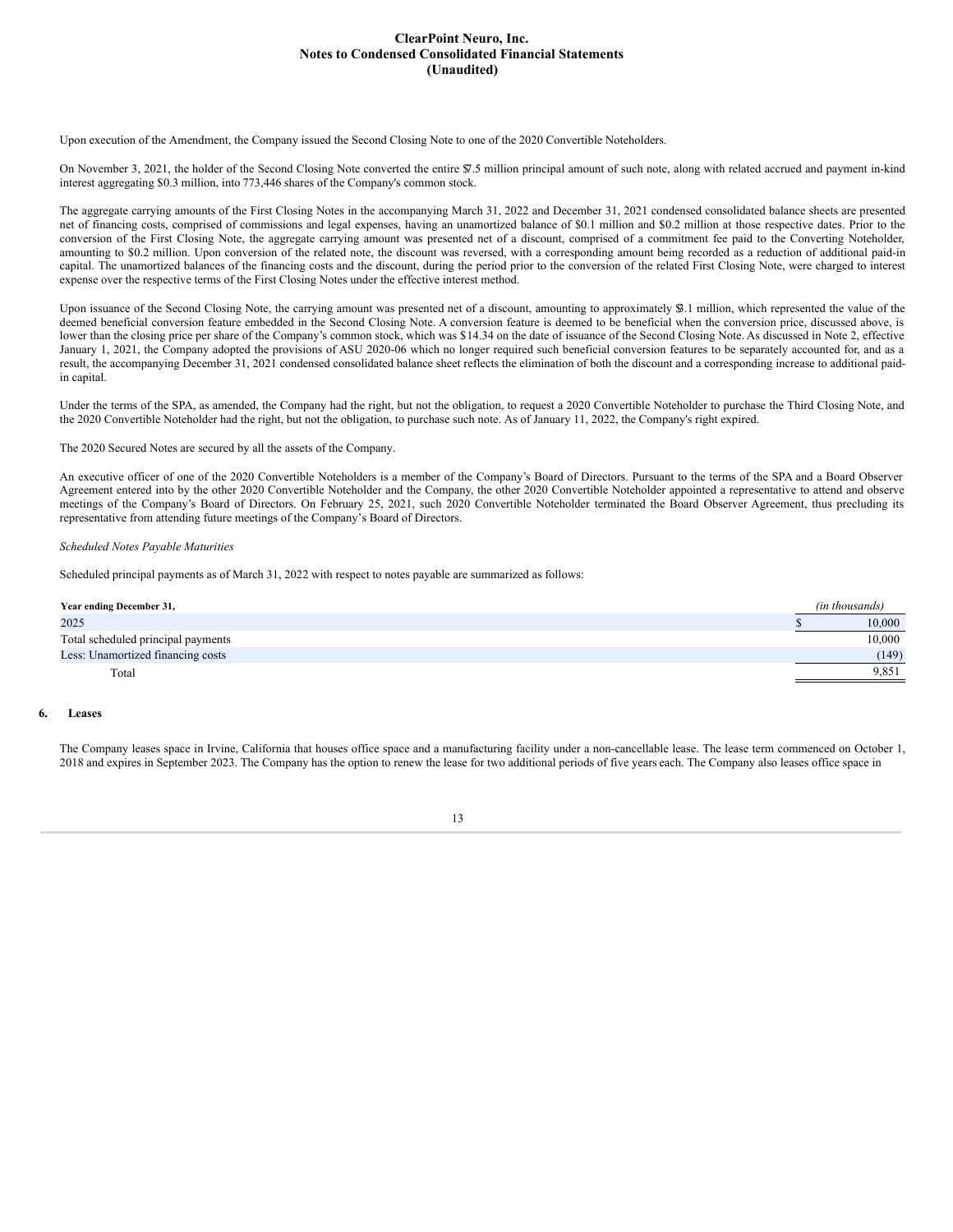Upon execution of the Amendment, the Company issued the Second Closing Note to one of the 2020 Convertible Noteholders.

On November 3, 2021, the holder of the Second Closing Note converted the entire $7.5 million principal amount of such note, along with related accrued and payment in-kind interest aggregating $0.3 million, into 773,446 shares of the Company's common stock.

The aggregate carrying amounts of the First Closing Notes in the accompanying March 31, 2022 and December 31, 2021 condensed consolidated balance sheets are presented net of financing costs, comprised of commissions and legal expenses, having an unamortized balance of $0.1 million and $0.2 million at those respective dates. Prior to the conversion of the First Closing Note, the aggregate carrying amount was presented net of a discount, comprised of a commitment fee paid to the Converting Noteholder, amounting to $0.2 million. Upon conversion of the related note, the discount was reversed, with a corresponding amount being recorded as a reduction of additional paid-in capital. The unamortized balances of the financing costs and the discount, during the period prior to the conversion of the related First Closing Note, were charged to interest expense over the respective terms of the First Closing Notes under the effective interest method.

Upon issuance of the Second Closing Note, the carrying amount was presented net of a discount, amounting to approximately $3.1 million, which represented the value of the deemed beneficial conversion feature embedded in the Second Closing Note. A conversion feature is deemed to be beneficial when the conversion price, discussed above, is lower than the closing price per share of the Company's common stock, which was $14.34 on the date of issuance of the Second Closing Note. As discussed in Note 2, effective January 1, 2021, the Company adopted the provisions of ASU 2020-06 which no longer required such beneficial conversion features to be separately accounted for, and as a result, the accompanying December 31, 2021 condensed consolidated balance sheet reflects the elimination of both the discount and a corresponding increase to additional paid-in capital.

Under the terms of the SPA, as amended, the Company had the right, but not the obligation, to request a 2020 Convertible Noteholder to purchase the Third Closing Note, and the 2020 Convertible Noteholder had the right, but not the obligation, to purchase such note. As of January 11, 2022, the Company's right expired.

The 2020 Secured Notes are secured by all the assets of the Company.

An executive officer of one of the 2020 Convertible Noteholders is a member of the Company's Board of Directors. Pursuant to the terms of the SPA and a Board Observer Agreement entered into by the other 2020 Convertible Noteholder and the Company, the other 2020 Convertible Noteholder appointed a representative to attend and observe meetings of the Company's Board of Directors. On February 25, 2021, such 2020 Convertible Noteholder terminated the Board Observer Agreement, thus precluding its representative from attending future meetings of the Company's Board of Directors.

*Scheduled Notes Payable Maturities*

Scheduled principal payments as of March 31, 2022 with respect to notes payable are summarized as follows:

| **Year ending December 31,** | *(in thousands)* |
|---|---|
| 2025 | $ 10,000 |
| Total scheduled principal payments | 10,000 |
| Less: Unamortized financing costs | (149) |
| Total | 9,851 |

## 6. Leases

The Company leases space in Irvine, California that houses office space and a manufacturing facility under a non-cancellable lease. The lease term commenced on October 1, 2018 and expires in September 2023. The Company has the option to renew the lease for two additional periods of five years each. The Company also leases office space in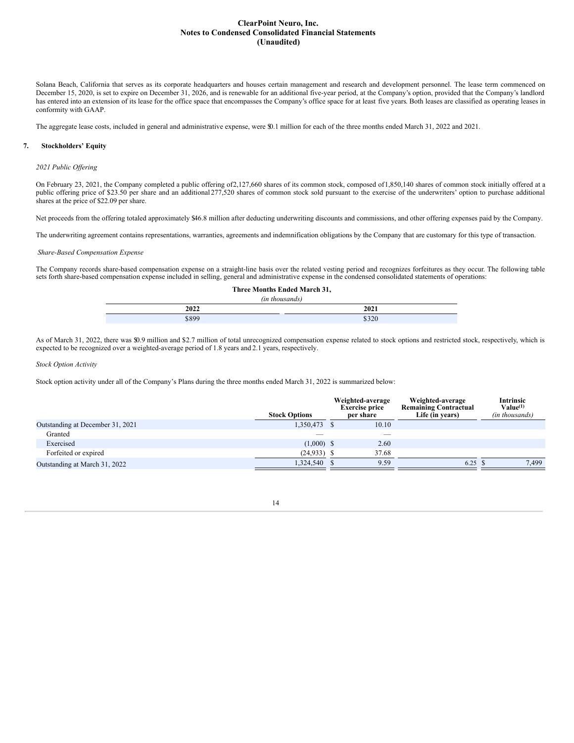Solana Beach, California that serves as its corporate headquarters and houses certain management and research and development personnel. The lease term commenced on December 15, 2020, is set to expire on December 31, 2026, and is renewable for an additional five-year period, at the Company's option, provided that the Company's landlord has entered into an extension of its lease for the office space that encompasses the Company's office space for at least five years. Both leases are classified as operating leases in conformity with GAAP.

The aggregate lease costs, included in general and administrative expense, were $0.1 million for each of the three months ended March 31, 2022 and 2021.

## 7. Stockholders' Equity

*2021 Public Offering*

On February 23, 2021, the Company completed a public offering of 2,127,660 shares of its common stock, composed of 1,850,140 shares of common stock initially offered at a public offering price of $23.50 per share and an additional 277,520 shares of common stock sold pursuant to the exercise of the underwriters' option to purchase additional shares at the price of $22.09 per share.

Net proceeds from the offering totaled approximately $46.8 million after deducting underwriting discounts and commissions, and other offering expenses paid by the Company.

The underwriting agreement contains representations, warranties, agreements and indemnification obligations by the Company that are customary for this type of transaction.

*Share-Based Compensation Expense*

The Company records share-based compensation expense on a straight-line basis over the related vesting period and recognizes forfeitures as they occur. The following table sets forth share-based compensation expense included in selling, general and administrative expense in the condensed consolidated statements of operations:

| Three Months Ended March 31, *(in thousands)* | |
|---|---|
| **2022** | **2021** |
| $899 | $320 |

As of March 31, 2022, there was $0.9 million and $2.7 million of total unrecognized compensation expense related to stock options and restricted stock, respectively, which is expected to be recognized over a weighted-average period of 1.8 years and 2.1 years, respectively.

*Stock Option Activity*

Stock option activity under all of the Company's Plans during the three months ended March 31, 2022 is summarized below:

| | Stock Options | Weighted-average Exercise price per share | Weighted-average Remaining Contractual Life (in years) | Intrinsic Value[1] *(in thousands)* |
|---|---|---|---|---|
| Outstanding at December 31, 2021 | 1,350,473 | $ 10.10 | | |
| Granted | — | — | | |
| Exercised | (1,000) | $ 2.60 | | |
| Forfeited or expired | (24,933) | $ 37.68 | | |
| Outstanding at March 31, 2022 | 1,324,540 | $ 9.59 | 6.25 | $ 7,499 |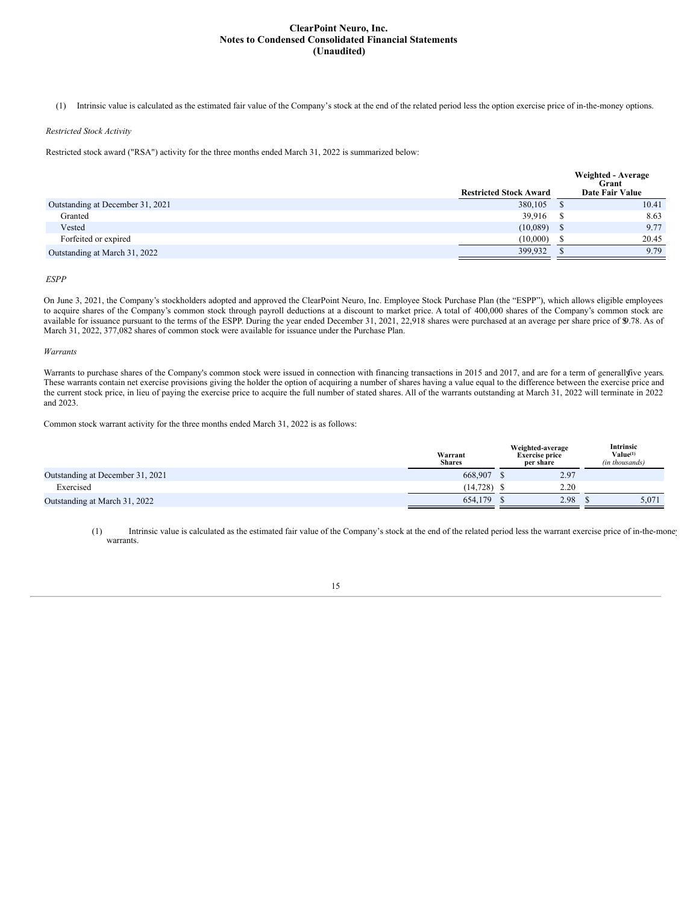(1) Intrinsic value is calculated as the estimated fair value of the Company's stock at the end of the related period less the option exercise price of in-the-money options.

*Restricted Stock Activity*

Restricted stock award ("RSA") activity for the three months ended March 31, 2022 is summarized below:

| | Restricted Stock Award | Weighted - Average Grant Date Fair Value |
|---|---|---|
| Outstanding at December 31, 2021 | 380,105 | $ 10.41 |
| Granted | 39,916 | $ 8.63 |
| Vested | (10,089) | $ 9.77 |
| Forfeited or expired | (10,000) | $ 20.45 |
| Outstanding at March 31, 2022 | 399,932 | $ 9.79 |

*ESPP*

On June 3, 2021, the Company's stockholders adopted and approved the ClearPoint Neuro, Inc. Employee Stock Purchase Plan (the "ESPP"), which allows eligible employees to acquire shares of the Company's common stock through payroll deductions at a discount to market price. A total of 400,000 shares of the Company's common stock are available for issuance pursuant to the terms of the ESPP. During the year ended December 31, 2021, 22,918 shares were purchased at an average per share price of $9.78. As of March 31, 2022, 377,082 shares of common stock were available for issuance under the Purchase Plan.

*Warrants*

Warrants to purchase shares of the Company's common stock were issued in connection with financing transactions in 2015 and 2017, and are for a term of generally five years. These warrants contain net exercise provisions giving the holder the option of acquiring a number of shares having a value equal to the difference between the exercise price and the current stock price, in lieu of paying the exercise price to acquire the full number of stated shares. All of the warrants outstanding at March 31, 2022 will terminate in 2022 and 2023.

Common stock warrant activity for the three months ended March 31, 2022 is as follows:

| | Warrant Shares | Weighted-average Exercise price per share | Intrinsic Value[(1)] *(in thousands)* |
|---|---|---|---|
| Outstanding at December 31, 2021 | 668,907 | $ 2.97 | |
| Exercised | (14,728) | $ 2.20 | |
| Outstanding at March 31, 2022 | 654,179 | $ 2.98 | $ 5,071 |

(1) Intrinsic value is calculated as the estimated fair value of the Company's stock at the end of the related period less the warrant exercise price of in-the-money warrants.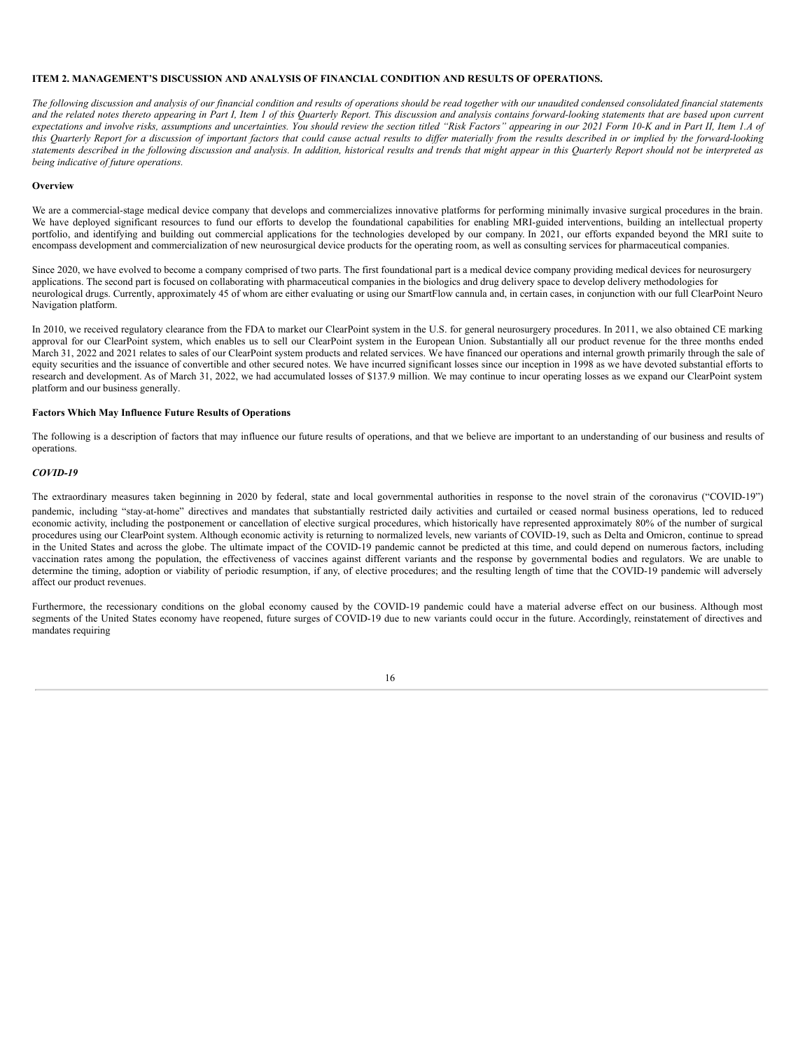## ITEM 2. MANAGEMENT'S DISCUSSION AND ANALYSIS OF FINANCIAL CONDITION AND RESULTS OF OPERATIONS.

*The following discussion and analysis of our financial condition and results of operations should be read together with our unaudited condensed consolidated financial statements and the related notes thereto appearing in Part I, Item 1 of this Quarterly Report. This discussion and analysis contains forward-looking statements that are based upon current expectations and involve risks, assumptions and uncertainties. You should review the section titled "Risk Factors" appearing in our 2021 Form 10-K and in Part II, Item 1.A of this Quarterly Report for a discussion of important factors that could cause actual results to differ materially from the results described in or implied by the forward-looking statements described in the following discussion and analysis. In addition, historical results and trends that might appear in this Quarterly Report should not be interpreted as being indicative of future operations.*

### Overview

We are a commercial-stage medical device company that develops and commercializes innovative platforms for performing minimally invasive surgical procedures in the brain. We have deployed significant resources to fund our efforts to develop the foundational capabilities for enabling MRI-guided interventions, building an intellectual property portfolio, and identifying and building out commercial applications for the technologies developed by our company. In 2021, our efforts expanded beyond the MRI suite to encompass development and commercialization of new neurosurgical device products for the operating room, as well as consulting services for pharmaceutical companies.

Since 2020, we have evolved to become a company comprised of two parts. The first foundational part is a medical device company providing medical devices for neurosurgery applications. The second part is focused on collaborating with pharmaceutical companies in the biologics and drug delivery space to develop delivery methodologies for neurological drugs. Currently, approximately 45 of whom are either evaluating or using our SmartFlow cannula and, in certain cases, in conjunction with our full ClearPoint Neuro Navigation platform.

In 2010, we received regulatory clearance from the FDA to market our ClearPoint system in the U.S. for general neurosurgery procedures. In 2011, we also obtained CE marking approval for our ClearPoint system, which enables us to sell our ClearPoint system in the European Union. Substantially all our product revenue for the three months ended March 31, 2022 and 2021 relates to sales of our ClearPoint system products and related services. We have financed our operations and internal growth primarily through the sale of equity securities and the issuance of convertible and other secured notes. We have incurred significant losses since our inception in 1998 as we have devoted substantial efforts to research and development. As of March 31, 2022, we had accumulated losses of $137.9 million. We may continue to incur operating losses as we expand our ClearPoint system platform and our business generally.

### Factors Which May Influence Future Results of Operations

The following is a description of factors that may influence our future results of operations, and that we believe are important to an understanding of our business and results of operations.

#### *COVID-19*

The extraordinary measures taken beginning in 2020 by federal, state and local governmental authorities in response to the novel strain of the coronavirus ("COVID-19") pandemic, including "stay-at-home" directives and mandates that substantially restricted daily activities and curtailed or ceased normal business operations, led to reduced economic activity, including the postponement or cancellation of elective surgical procedures, which historically have represented approximately 80% of the number of surgical procedures using our ClearPoint system. Although economic activity is returning to normalized levels, new variants of COVID-19, such as Delta and Omicron, continue to spread in the United States and across the globe. The ultimate impact of the COVID-19 pandemic cannot be predicted at this time, and could depend on numerous factors, including vaccination rates among the population, the effectiveness of vaccines against different variants and the response by governmental bodies and regulators. We are unable to determine the timing, adoption or viability of periodic resumption, if any, of elective procedures; and the resulting length of time that the COVID-19 pandemic will adversely affect our product revenues.

Furthermore, the recessionary conditions on the global economy caused by the COVID-19 pandemic could have a material adverse effect on our business. Although most segments of the United States economy have reopened, future surges of COVID-19 due to new variants could occur in the future. Accordingly, reinstatement of directives and mandates requiring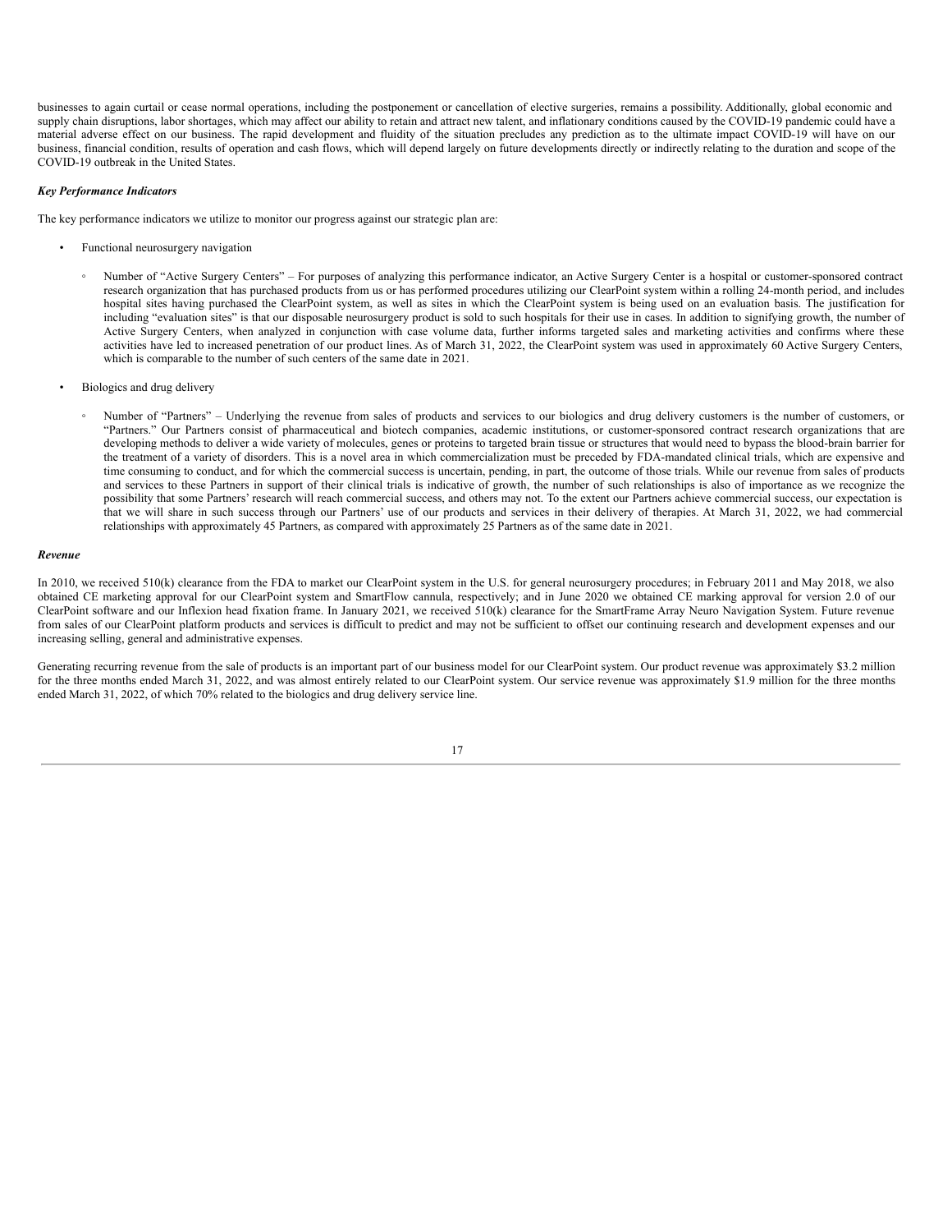businesses to again curtail or cease normal operations, including the postponement or cancellation of elective surgeries, remains a possibility. Additionally, global economic and supply chain disruptions, labor shortages, which may affect our ability to retain and attract new talent, and inflationary conditions caused by the COVID-19 pandemic could have a material adverse effect on our business. The rapid development and fluidity of the situation precludes any prediction as to the ultimate impact COVID-19 will have on our business, financial condition, results of operation and cash flows, which will depend largely on future developments directly or indirectly relating to the duration and scope of the COVID-19 outbreak in the United States.

***Key Performance Indicators***

The key performance indicators we utilize to monitor our progress against our strategic plan are:

- Functional neurosurgery navigation
  - Number of "Active Surgery Centers" – For purposes of analyzing this performance indicator, an Active Surgery Center is a hospital or customer-sponsored contract research organization that has purchased products from us or has performed procedures utilizing our ClearPoint system within a rolling 24-month period, and includes hospital sites having purchased the ClearPoint system, as well as sites in which the ClearPoint system is being used on an evaluation basis. The justification for including "evaluation sites" is that our disposable neurosurgery product is sold to such hospitals for their use in cases. In addition to signifying growth, the number of Active Surgery Centers, when analyzed in conjunction with case volume data, further informs targeted sales and marketing activities and confirms where these activities have led to increased penetration of our product lines. As of March 31, 2022, the ClearPoint system was used in approximately 60 Active Surgery Centers, which is comparable to the number of such centers of the same date in 2021.
- Biologics and drug delivery
  - Number of "Partners" – Underlying the revenue from sales of products and services to our biologics and drug delivery customers is the number of customers, or "Partners." Our Partners consist of pharmaceutical and biotech companies, academic institutions, or customer-sponsored contract research organizations that are developing methods to deliver a wide variety of molecules, genes or proteins to targeted brain tissue or structures that would need to bypass the blood-brain barrier for the treatment of a variety of disorders. This is a novel area in which commercialization must be preceded by FDA-mandated clinical trials, which are expensive and time consuming to conduct, and for which the commercial success is uncertain, pending, in part, the outcome of those trials. While our revenue from sales of products and services to these Partners in support of their clinical trials is indicative of growth, the number of such relationships is also of importance as we recognize the possibility that some Partners' research will reach commercial success, and others may not. To the extent our Partners achieve commercial success, our expectation is that we will share in such success through our Partners' use of our products and services in their delivery of therapies. At March 31, 2022, we had commercial relationships with approximately 45 Partners, as compared with approximately 25 Partners as of the same date in 2021.

***Revenue***

In 2010, we received 510(k) clearance from the FDA to market our ClearPoint system in the U.S. for general neurosurgery procedures; in February 2011 and May 2018, we also obtained CE marketing approval for our ClearPoint system and SmartFlow cannula, respectively; and in June 2020 we obtained CE marking approval for version 2.0 of our ClearPoint software and our Inflexion head fixation frame. In January 2021, we received 510(k) clearance for the SmartFrame Array Neuro Navigation System. Future revenue from sales of our ClearPoint platform products and services is difficult to predict and may not be sufficient to offset our continuing research and development expenses and our increasing selling, general and administrative expenses.

Generating recurring revenue from the sale of products is an important part of our business model for our ClearPoint system. Our product revenue was approximately $3.2 million for the three months ended March 31, 2022, and was almost entirely related to our ClearPoint system. Our service revenue was approximately $1.9 million for the three months ended March 31, 2022, of which 70% related to the biologics and drug delivery service line.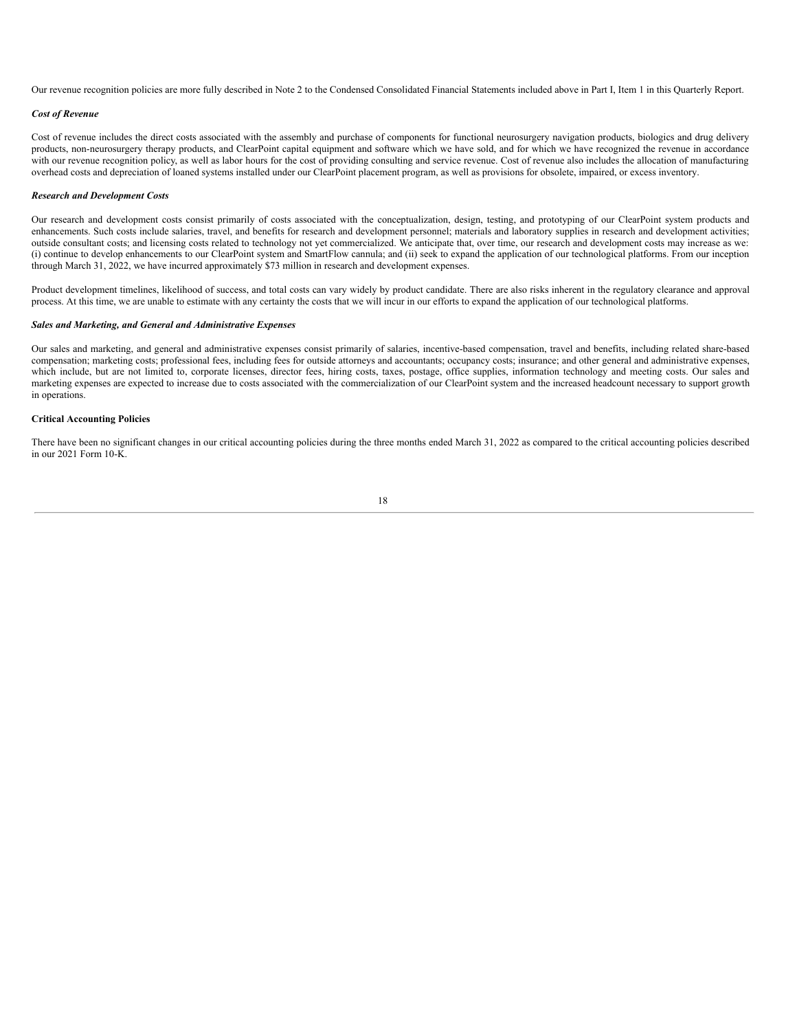Our revenue recognition policies are more fully described in Note 2 to the Condensed Consolidated Financial Statements included above in Part I, Item 1 in this Quarterly Report.

***Cost of Revenue***

Cost of revenue includes the direct costs associated with the assembly and purchase of components for functional neurosurgery navigation products, biologics and drug delivery products, non-neurosurgery therapy products, and ClearPoint capital equipment and software which we have sold, and for which we have recognized the revenue in accordance with our revenue recognition policy, as well as labor hours for the cost of providing consulting and service revenue. Cost of revenue also includes the allocation of manufacturing overhead costs and depreciation of loaned systems installed under our ClearPoint placement program, as well as provisions for obsolete, impaired, or excess inventory.

***Research and Development Costs***

Our research and development costs consist primarily of costs associated with the conceptualization, design, testing, and prototyping of our ClearPoint system products and enhancements. Such costs include salaries, travel, and benefits for research and development personnel; materials and laboratory supplies in research and development activities; outside consultant costs; and licensing costs related to technology not yet commercialized. We anticipate that, over time, our research and development costs may increase as we: (i) continue to develop enhancements to our ClearPoint system and SmartFlow cannula; and (ii) seek to expand the application of our technological platforms. From our inception through March 31, 2022, we have incurred approximately $73 million in research and development expenses.

Product development timelines, likelihood of success, and total costs can vary widely by product candidate. There are also risks inherent in the regulatory clearance and approval process. At this time, we are unable to estimate with any certainty the costs that we will incur in our efforts to expand the application of our technological platforms.

***Sales and Marketing, and General and Administrative Expenses***

Our sales and marketing, and general and administrative expenses consist primarily of salaries, incentive-based compensation, travel and benefits, including related share-based compensation; marketing costs; professional fees, including fees for outside attorneys and accountants; occupancy costs; insurance; and other general and administrative expenses, which include, but are not limited to, corporate licenses, director fees, hiring costs, taxes, postage, office supplies, information technology and meeting costs. Our sales and marketing expenses are expected to increase due to costs associated with the commercialization of our ClearPoint system and the increased headcount necessary to support growth in operations.

**Critical Accounting Policies**

There have been no significant changes in our critical accounting policies during the three months ended March 31, 2022 as compared to the critical accounting policies described in our 2021 Form 10-K.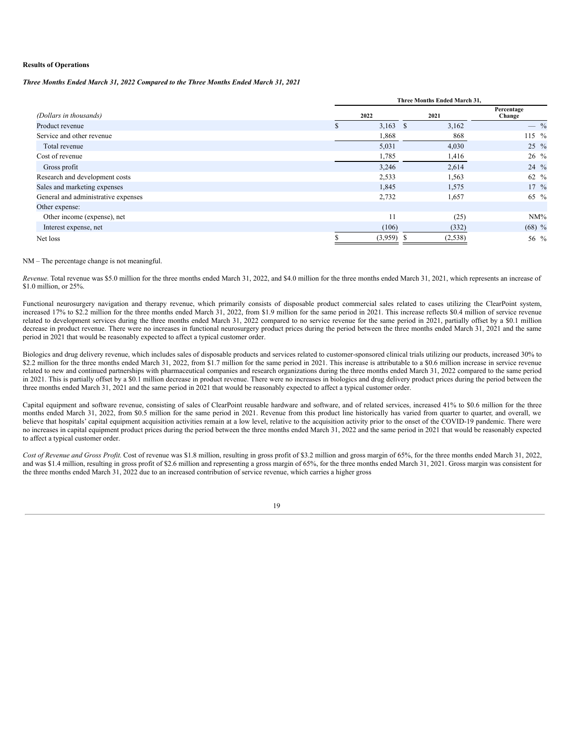**Results of Operations**

***Three Months Ended March 31, 2022 Compared to the Three Months Ended March 31, 2021***

| *(Dollars in thousands)* | Three Months Ended March 31, 2022 | 2021 | Percentage Change |
|---|---|---|---|
| Product revenue | $ 3,163 | $ 3,162 | — % |
| Service and other revenue | 1,868 | 868 | 115 % |
| Total revenue | 5,031 | 4,030 | 25 % |
| Cost of revenue | 1,785 | 1,416 | 26 % |
| Gross profit | 3,246 | 2,614 | 24 % |
| Research and development costs | 2,533 | 1,563 | 62 % |
| Sales and marketing expenses | 1,845 | 1,575 | 17 % |
| General and administrative expenses | 2,732 | 1,657 | 65 % |
| Other expense: | | | |
| Other income (expense), net | 11 | (25) | NM% |
| Interest expense, net | (106) | (332) | (68) % |
| Net loss | $ (3,959) | $ (2,538) | 56 % |

NM – The percentage change is not meaningful.

*Revenue.* Total revenue was $5.0 million for the three months ended March 31, 2022, and $4.0 million for the three months ended March 31, 2021, which represents an increase of $1.0 million, or 25%.

Functional neurosurgery navigation and therapy revenue, which primarily consists of disposable product commercial sales related to cases utilizing the ClearPoint system, increased 17% to $2.2 million for the three months ended March 31, 2022, from $1.9 million for the same period in 2021. This increase reflects $0.4 million of service revenue related to development services during the three months ended March 31, 2022 compared to no service revenue for the same period in 2021, partially offset by a $0.1 million decrease in product revenue. There were no increases in functional neurosurgery product prices during the period between the three months ended March 31, 2021 and the same period in 2021 that would be reasonably expected to affect a typical customer order.

Biologics and drug delivery revenue, which includes sales of disposable products and services related to customer-sponsored clinical trials utilizing our products, increased 30% to $2.2 million for the three months ended March 31, 2022, from $1.7 million for the same period in 2021. This increase is attributable to a $0.6 million increase in service revenue related to new and continued partnerships with pharmaceutical companies and research organizations during the three months ended March 31, 2022 compared to the same period in 2021. This is partially offset by a $0.1 million decrease in product revenue. There were no increases in biologics and drug delivery product prices during the period between the three months ended March 31, 2021 and the same period in 2021 that would be reasonably expected to affect a typical customer order.

Capital equipment and software revenue, consisting of sales of ClearPoint reusable hardware and software, and of related services, increased 41% to $0.6 million for the three months ended March 31, 2022, from $0.5 million for the same period in 2021. Revenue from this product line historically has varied from quarter to quarter, and overall, we believe that hospitals' capital equipment acquisition activities remain at a low level, relative to the acquisition activity prior to the onset of the COVID-19 pandemic. There were no increases in capital equipment product prices during the period between the three months ended March 31, 2022 and the same period in 2021 that would be reasonably expected to affect a typical customer order.

*Cost of Revenue and Gross Profit.* Cost of revenue was $1.8 million, resulting in gross profit of $3.2 million and gross margin of 65%, for the three months ended March 31, 2022, and was $1.4 million, resulting in gross profit of $2.6 million and representing a gross margin of 65%, for the three months ended March 31, 2021. Gross margin was consistent for the three months ended March 31, 2022 due to an increased contribution of service revenue, which carries a higher gross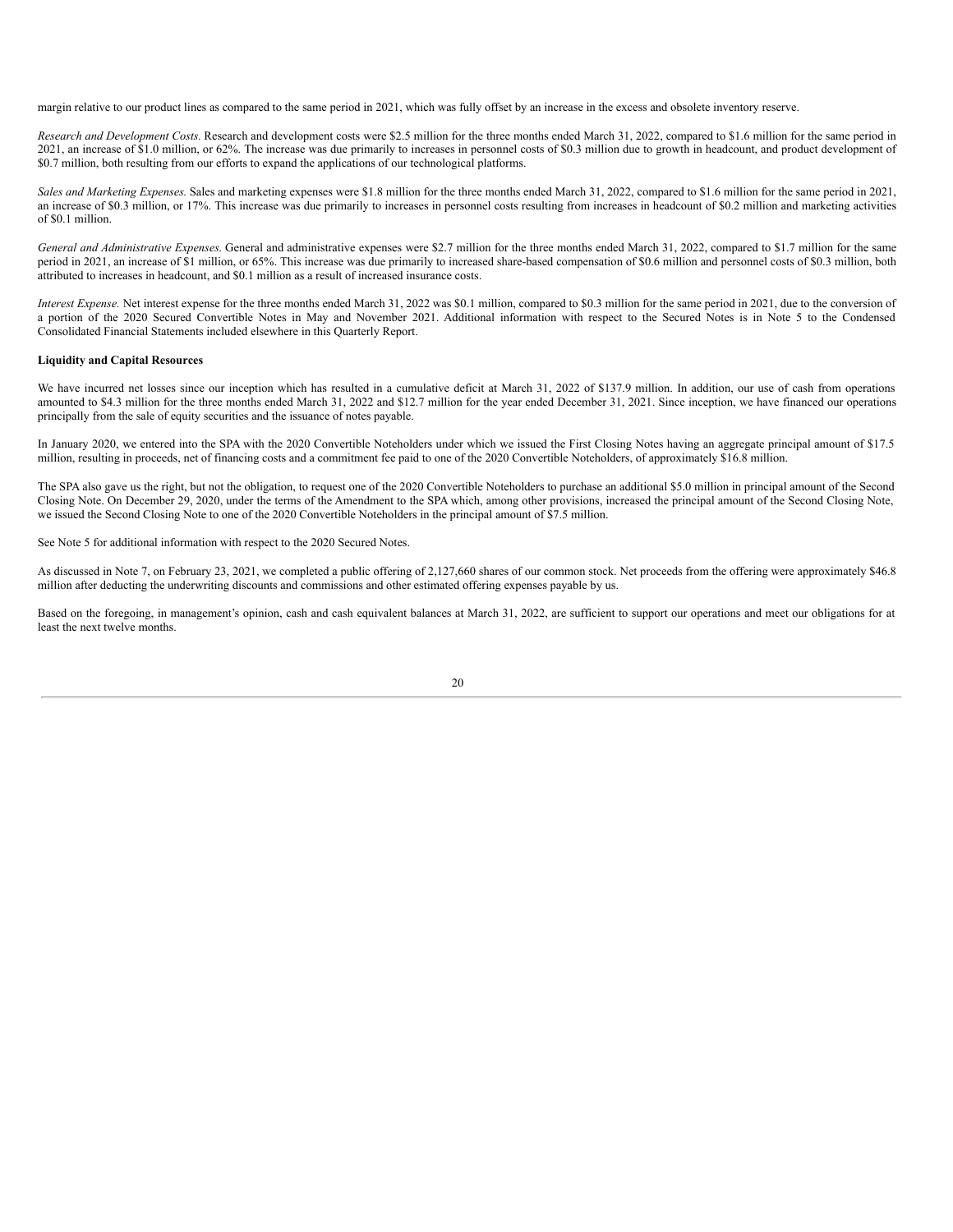margin relative to our product lines as compared to the same period in 2021, which was fully offset by an increase in the excess and obsolete inventory reserve.

*Research and Development Costs.* Research and development costs were $2.5 million for the three months ended March 31, 2022, compared to $1.6 million for the same period in 2021, an increase of $1.0 million, or 62%. The increase was due primarily to increases in personnel costs of $0.3 million due to growth in headcount, and product development of $0.7 million, both resulting from our efforts to expand the applications of our technological platforms.

*Sales and Marketing Expenses.* Sales and marketing expenses were $1.8 million for the three months ended March 31, 2022, compared to $1.6 million for the same period in 2021, an increase of $0.3 million, or 17%. This increase was due primarily to increases in personnel costs resulting from increases in headcount of $0.2 million and marketing activities of $0.1 million.

*General and Administrative Expenses.* General and administrative expenses were $2.7 million for the three months ended March 31, 2022, compared to $1.7 million for the same period in 2021, an increase of $1 million, or 65%. This increase was due primarily to increased share-based compensation of $0.6 million and personnel costs of $0.3 million, both attributed to increases in headcount, and $0.1 million as a result of increased insurance costs.

*Interest Expense.* Net interest expense for the three months ended March 31, 2022 was $0.1 million, compared to $0.3 million for the same period in 2021, due to the conversion of a portion of the 2020 Secured Convertible Notes in May and November 2021. Additional information with respect to the Secured Notes is in Note 5 to the Condensed Consolidated Financial Statements included elsewhere in this Quarterly Report.

**Liquidity and Capital Resources**

We have incurred net losses since our inception which has resulted in a cumulative deficit at March 31, 2022 of $137.9 million. In addition, our use of cash from operations amounted to $4.3 million for the three months ended March 31, 2022 and $12.7 million for the year ended December 31, 2021. Since inception, we have financed our operations principally from the sale of equity securities and the issuance of notes payable.

In January 2020, we entered into the SPA with the 2020 Convertible Noteholders under which we issued the First Closing Notes having an aggregate principal amount of $17.5 million, resulting in proceeds, net of financing costs and a commitment fee paid to one of the 2020 Convertible Noteholders, of approximately $16.8 million.

The SPA also gave us the right, but not the obligation, to request one of the 2020 Convertible Noteholders to purchase an additional $5.0 million in principal amount of the Second Closing Note. On December 29, 2020, under the terms of the Amendment to the SPA which, among other provisions, increased the principal amount of the Second Closing Note, we issued the Second Closing Note to one of the 2020 Convertible Noteholders in the principal amount of $7.5 million.

See Note 5 for additional information with respect to the 2020 Secured Notes.

As discussed in Note 7, on February 23, 2021, we completed a public offering of 2,127,660 shares of our common stock. Net proceeds from the offering were approximately $46.8 million after deducting the underwriting discounts and commissions and other estimated offering expenses payable by us.

Based on the foregoing, in management's opinion, cash and cash equivalent balances at March 31, 2022, are sufficient to support our operations and meet our obligations for at least the next twelve months.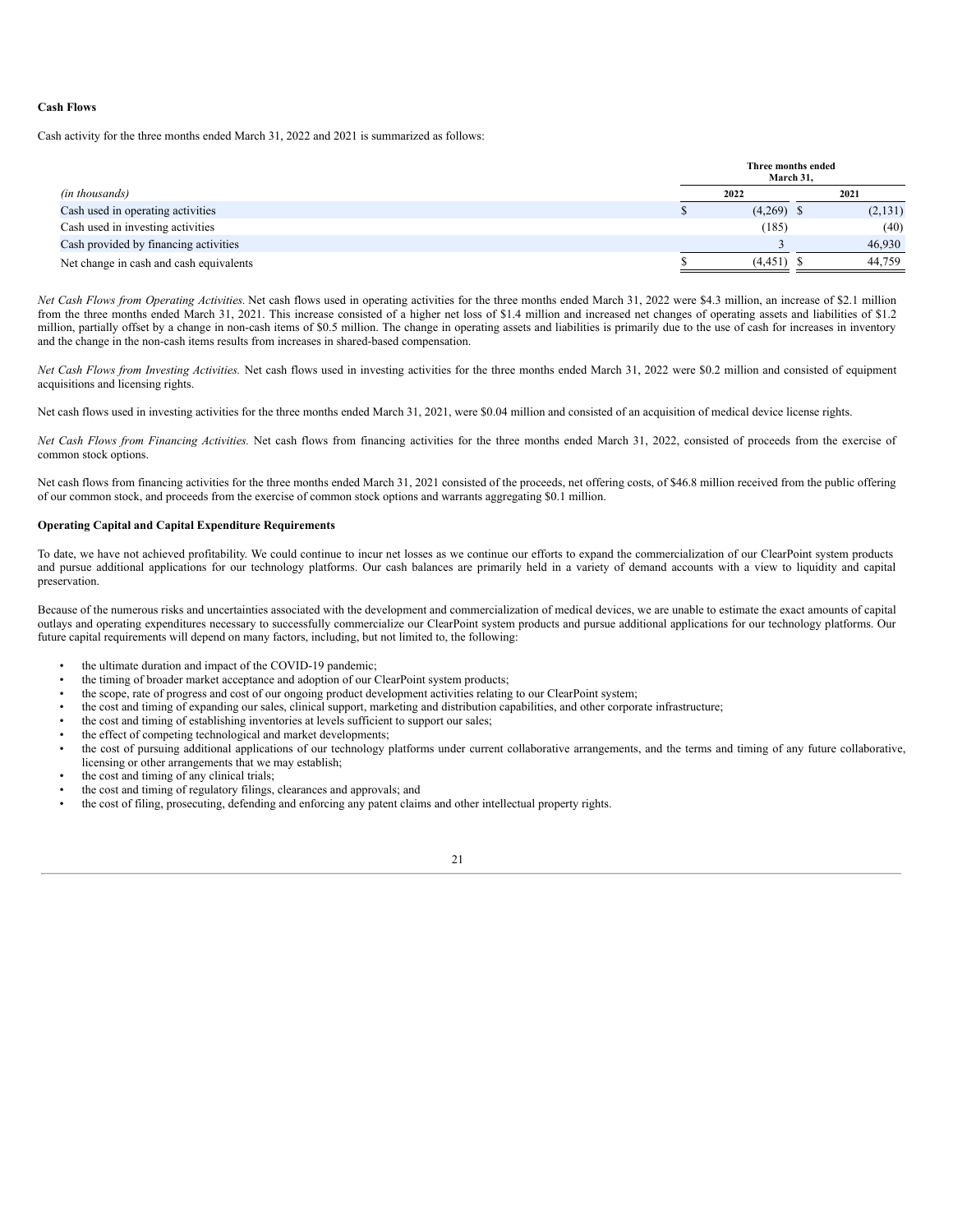**Cash Flows**

Cash activity for the three months ended March 31, 2022 and 2021 is summarized as follows:

| | Three months ended March 31, | |
|---|---|---|
| *(in thousands)* | 2022 | 2021 |
| Cash used in operating activities | $ (4,269) | $ (2,131) |
| Cash used in investing activities | (185) | (40) |
| Cash provided by financing activities | 3 | 46,930 |
| Net change in cash and cash equivalents | $ (4,451) | $ 44,759 |

*Net Cash Flows from Operating Activities.* Net cash flows used in operating activities for the three months ended March 31, 2022 were $4.3 million, an increase of $2.1 million from the three months ended March 31, 2021. This increase consisted of a higher net loss of $1.4 million and increased net changes of operating assets and liabilities of $1.2 million, partially offset by a change in non-cash items of $0.5 million. The change in operating assets and liabilities is primarily due to the use of cash for increases in inventory and the change in the non-cash items results from increases in shared-based compensation.

*Net Cash Flows from Investing Activities.* Net cash flows used in investing activities for the three months ended March 31, 2022 were $0.2 million and consisted of equipment acquisitions and licensing rights.

Net cash flows used in investing activities for the three months ended March 31, 2021, were $0.04 million and consisted of an acquisition of medical device license rights.

*Net Cash Flows from Financing Activities.* Net cash flows from financing activities for the three months ended March 31, 2022, consisted of proceeds from the exercise of common stock options.

Net cash flows from financing activities for the three months ended March 31, 2021 consisted of the proceeds, net offering costs, of $46.8 million received from the public offering of our common stock, and proceeds from the exercise of common stock options and warrants aggregating $0.1 million.

**Operating Capital and Capital Expenditure Requirements**

To date, we have not achieved profitability. We could continue to incur net losses as we continue our efforts to expand the commercialization of our ClearPoint system products and pursue additional applications for our technology platforms. Our cash balances are primarily held in a variety of demand accounts with a view to liquidity and capital preservation.

Because of the numerous risks and uncertainties associated with the development and commercialization of medical devices, we are unable to estimate the exact amounts of capital outlays and operating expenditures necessary to successfully commercialize our ClearPoint system products and pursue additional applications for our technology platforms. Our future capital requirements will depend on many factors, including, but not limited to, the following:

- the ultimate duration and impact of the COVID-19 pandemic;
- the timing of broader market acceptance and adoption of our ClearPoint system products;
- the scope, rate of progress and cost of our ongoing product development activities relating to our ClearPoint system;
- the cost and timing of expanding our sales, clinical support, marketing and distribution capabilities, and other corporate infrastructure;
- the cost and timing of establishing inventories at levels sufficient to support our sales;
- the effect of competing technological and market developments;
- the cost of pursuing additional applications of our technology platforms under current collaborative arrangements, and the terms and timing of any future collaborative, licensing or other arrangements that we may establish;
- the cost and timing of any clinical trials;
- the cost and timing of regulatory filings, clearances and approvals; and
- the cost of filing, prosecuting, defending and enforcing any patent claims and other intellectual property rights.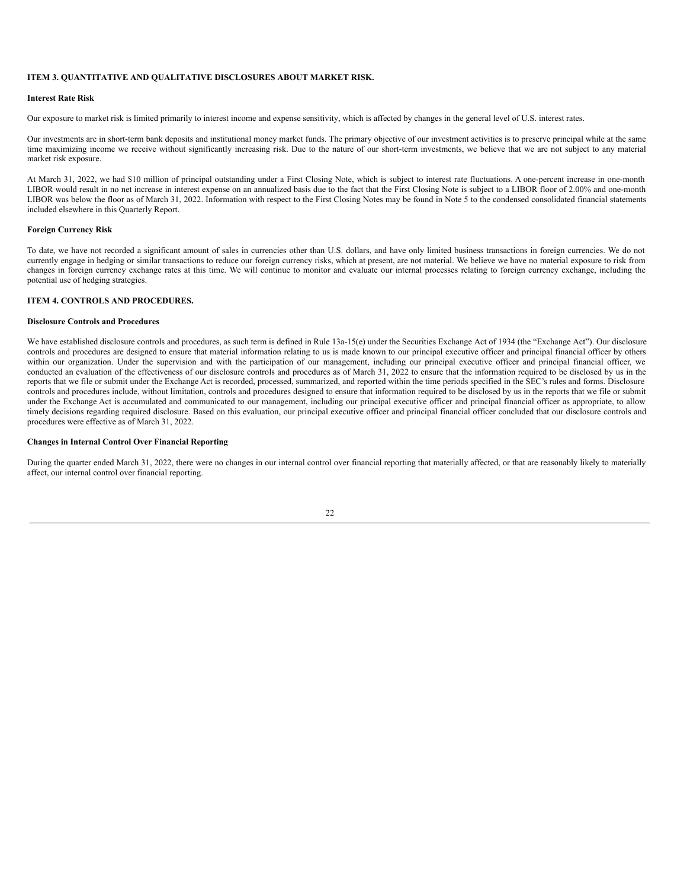## ITEM 3. QUANTITATIVE AND QUALITATIVE DISCLOSURES ABOUT MARKET RISK.

### Interest Rate Risk

Our exposure to market risk is limited primarily to interest income and expense sensitivity, which is affected by changes in the general level of U.S. interest rates.

Our investments are in short-term bank deposits and institutional money market funds. The primary objective of our investment activities is to preserve principal while at the same time maximizing income we receive without significantly increasing risk. Due to the nature of our short-term investments, we believe that we are not subject to any material market risk exposure.

At March 31, 2022, we had $10 million of principal outstanding under a First Closing Note, which is subject to interest rate fluctuations. A one-percent increase in one-month LIBOR would result in no net increase in interest expense on an annualized basis due to the fact that the First Closing Note is subject to a LIBOR floor of 2.00% and one-month LIBOR was below the floor as of March 31, 2022. Information with respect to the First Closing Notes may be found in Note 5 to the condensed consolidated financial statements included elsewhere in this Quarterly Report.

### Foreign Currency Risk

To date, we have not recorded a significant amount of sales in currencies other than U.S. dollars, and have only limited business transactions in foreign currencies. We do not currently engage in hedging or similar transactions to reduce our foreign currency risks, which at present, are not material. We believe we have no material exposure to risk from changes in foreign currency exchange rates at this time. We will continue to monitor and evaluate our internal processes relating to foreign currency exchange, including the potential use of hedging strategies.

## ITEM 4. CONTROLS AND PROCEDURES.

### Disclosure Controls and Procedures

We have established disclosure controls and procedures, as such term is defined in Rule 13a-15(e) under the Securities Exchange Act of 1934 (the "Exchange Act"). Our disclosure controls and procedures are designed to ensure that material information relating to us is made known to our principal executive officer and principal financial officer by others within our organization. Under the supervision and with the participation of our management, including our principal executive officer and principal financial officer, we conducted an evaluation of the effectiveness of our disclosure controls and procedures as of March 31, 2022 to ensure that the information required to be disclosed by us in the reports that we file or submit under the Exchange Act is recorded, processed, summarized, and reported within the time periods specified in the SEC's rules and forms. Disclosure controls and procedures include, without limitation, controls and procedures designed to ensure that information required to be disclosed by us in the reports that we file or submit under the Exchange Act is accumulated and communicated to our management, including our principal executive officer and principal financial officer as appropriate, to allow timely decisions regarding required disclosure. Based on this evaluation, our principal executive officer and principal financial officer concluded that our disclosure controls and procedures were effective as of March 31, 2022.

### Changes in Internal Control Over Financial Reporting

During the quarter ended March 31, 2022, there were no changes in our internal control over financial reporting that materially affected, or that are reasonably likely to materially affect, our internal control over financial reporting.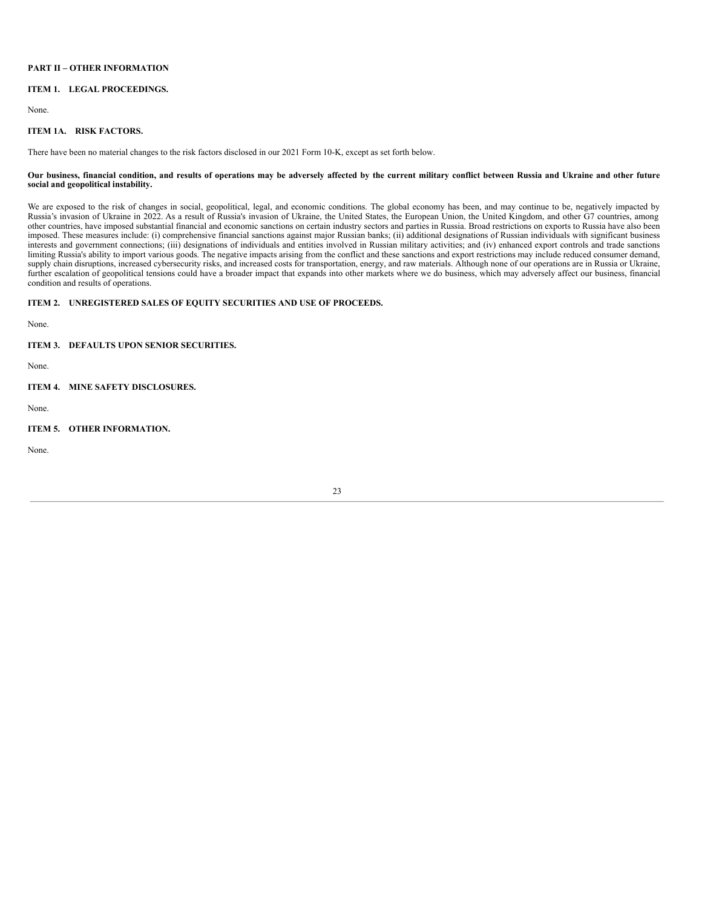## PART II – OTHER INFORMATION

### ITEM 1. LEGAL PROCEEDINGS.

None.

### ITEM 1A. RISK FACTORS.

There have been no material changes to the risk factors disclosed in our 2021 Form 10-K, except as set forth below.

**Our business, financial condition, and results of operations may be adversely affected by the current military conflict between Russia and Ukraine and other future social and geopolitical instability.**

We are exposed to the risk of changes in social, geopolitical, legal, and economic conditions. The global economy has been, and may continue to be, negatively impacted by Russia's invasion of Ukraine in 2022. As a result of Russia's invasion of Ukraine, the United States, the European Union, the United Kingdom, and other G7 countries, among other countries, have imposed substantial financial and economic sanctions on certain industry sectors and parties in Russia. Broad restrictions on exports to Russia have also been imposed. These measures include: (i) comprehensive financial sanctions against major Russian banks; (ii) additional designations of Russian individuals with significant business interests and government connections; (iii) designations of individuals and entities involved in Russian military activities; and (iv) enhanced export controls and trade sanctions limiting Russia's ability to import various goods. The negative impacts arising from the conflict and these sanctions and export restrictions may include reduced consumer demand, supply chain disruptions, increased cybersecurity risks, and increased costs for transportation, energy, and raw materials. Although none of our operations are in Russia or Ukraine, further escalation of geopolitical tensions could have a broader impact that expands into other markets where we do business, which may adversely affect our business, financial condition and results of operations.

### ITEM 2. UNREGISTERED SALES OF EQUITY SECURITIES AND USE OF PROCEEDS.

None.

### ITEM 3. DEFAULTS UPON SENIOR SECURITIES.

None.

### ITEM 4. MINE SAFETY DISCLOSURES.

None.

### ITEM 5. OTHER INFORMATION.

None.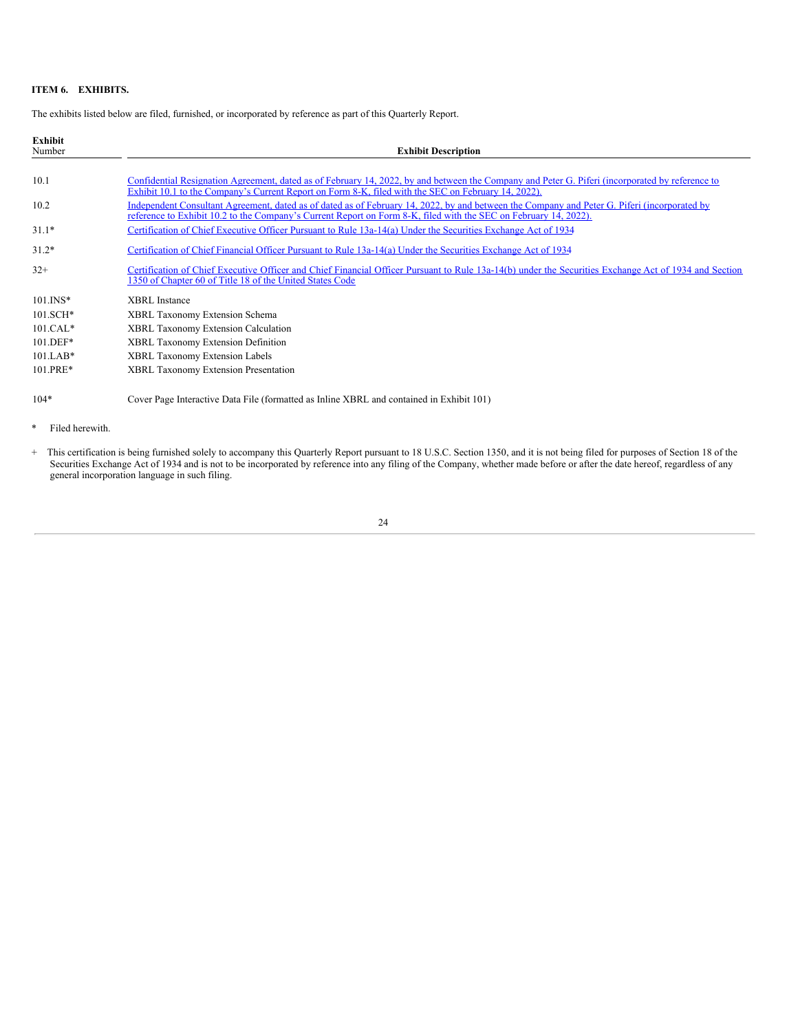**ITEM 6. EXHIBITS.**

The exhibits listed below are filed, furnished, or incorporated by reference as part of this Quarterly Report.

| Exhibit Number | Exhibit Description |
|---|---|
| 10.1 | Confidential Resignation Agreement, dated as of February 14, 2022, by and between the Company and Peter G. Piferi (incorporated by reference to Exhibit 10.1 to the Company's Current Report on Form 8-K, filed with the SEC on February 14, 2022). |
| 10.2 | Independent Consultant Agreement, dated as of dated as of February 14, 2022, by and between the Company and Peter G. Piferi (incorporated by reference to Exhibit 10.2 to the Company's Current Report on Form 8-K, filed with the SEC on February 14, 2022). |
| 31.1* | Certification of Chief Executive Officer Pursuant to Rule 13a-14(a) Under the Securities Exchange Act of 1934 |
| 31.2* | Certification of Chief Financial Officer Pursuant to Rule 13a-14(a) Under the Securities Exchange Act of 1934 |
| 32+ | Certification of Chief Executive Officer and Chief Financial Officer Pursuant to Rule 13a-14(b) under the Securities Exchange Act of 1934 and Section 1350 of Chapter 60 of Title 18 of the United States Code |
| 101.INS* | XBRL Instance |
| 101.SCH* | XBRL Taxonomy Extension Schema |
| 101.CAL* | XBRL Taxonomy Extension Calculation |
| 101.DEF* | XBRL Taxonomy Extension Definition |
| 101.LAB* | XBRL Taxonomy Extension Labels |
| 101.PRE* | XBRL Taxonomy Extension Presentation |
| 104* | Cover Page Interactive Data File (formatted as Inline XBRL and contained in Exhibit 101) |

\* Filed herewith.

\+ This certification is being furnished solely to accompany this Quarterly Report pursuant to 18 U.S.C. Section 1350, and it is not being filed for purposes of Section 18 of the Securities Exchange Act of 1934 and is not to be incorporated by reference into any filing of the Company, whether made before or after the date hereof, regardless of any general incorporation language in such filing.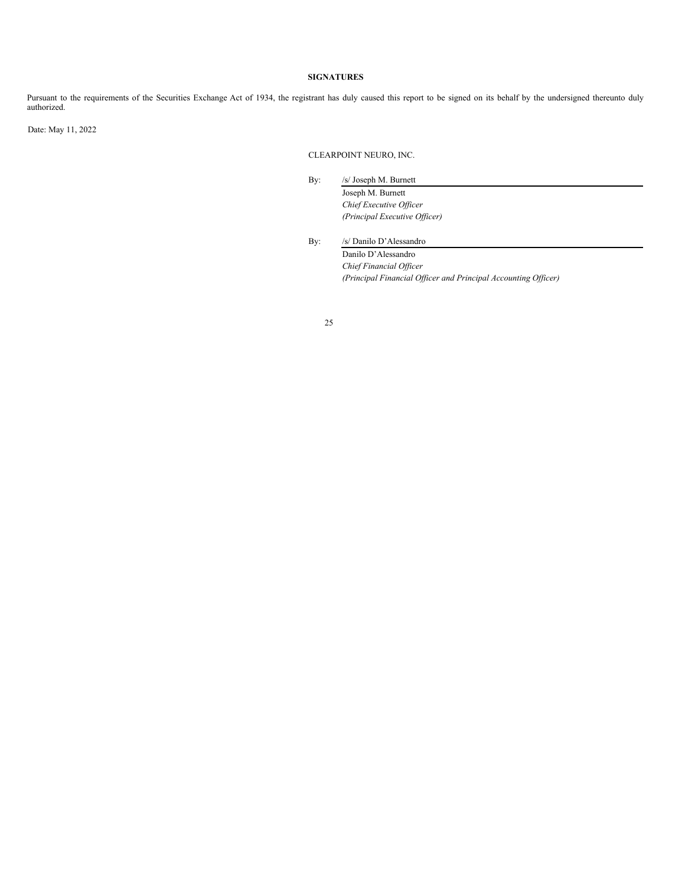## SIGNATURES

Pursuant to the requirements of the Securities Exchange Act of 1934, the registrant has duly caused this report to be signed on its behalf by the undersigned thereunto duly authorized.

Date: May 11, 2022

CLEARPOINT NEURO, INC.

By: /s/ Joseph M. Burnett  
Joseph M. Burnett  
*Chief Executive Officer*  
*(Principal Executive Officer)*

By: /s/ Danilo D'Alessandro  
Danilo D'Alessandro  
*Chief Financial Officer*  
*(Principal Financial Officer and Principal Accounting Officer)*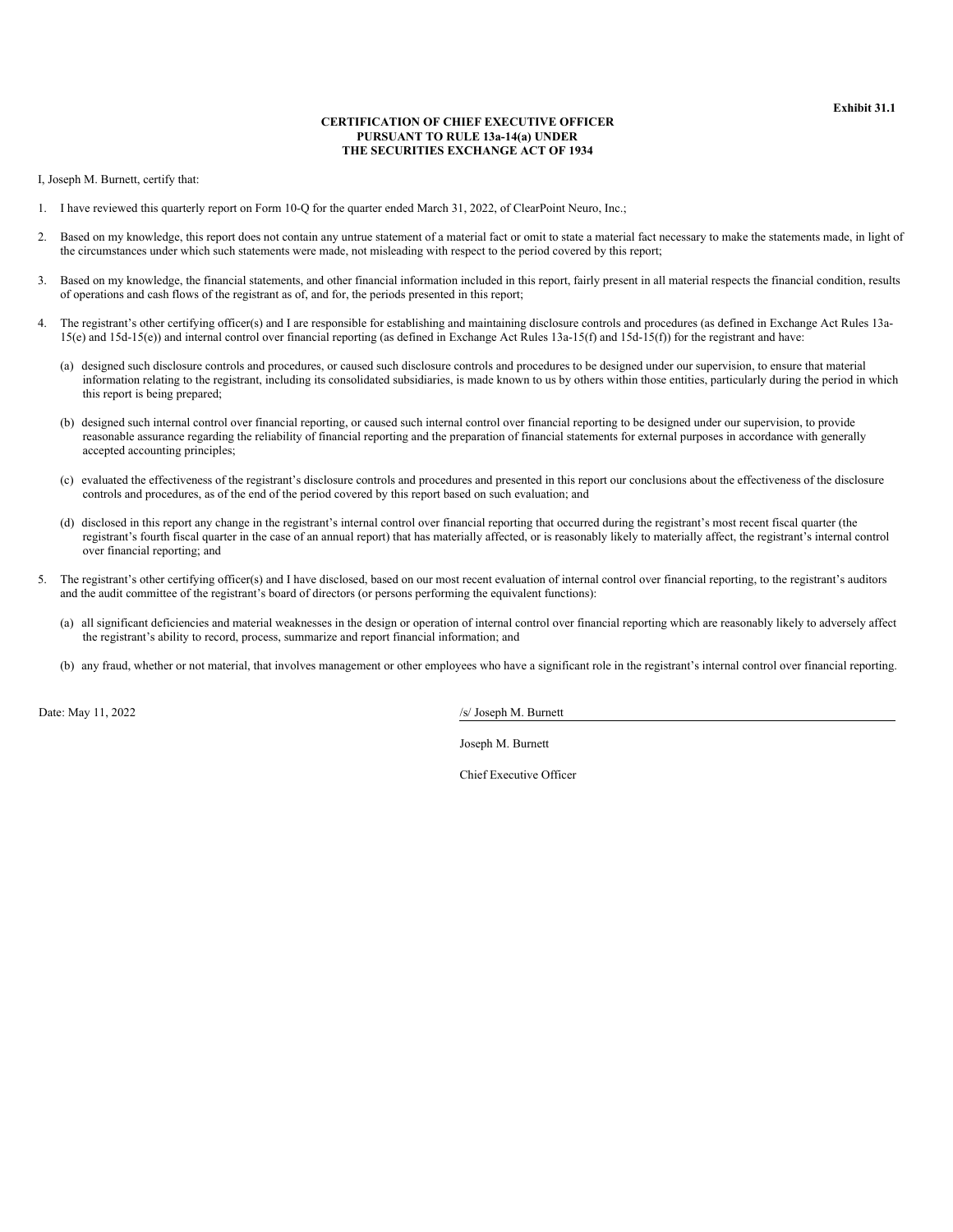**Exhibit 31.1**

**CERTIFICATION OF CHIEF EXECUTIVE OFFICER**
**PURSUANT TO RULE 13a-14(a) UNDER**
**THE SECURITIES EXCHANGE ACT OF 1934**

I, Joseph M. Burnett, certify that:

1. I have reviewed this quarterly report on Form 10-Q for the quarter ended March 31, 2022, of ClearPoint Neuro, Inc.;

2. Based on my knowledge, this report does not contain any untrue statement of a material fact or omit to state a material fact necessary to make the statements made, in light of the circumstances under which such statements were made, not misleading with respect to the period covered by this report;

3. Based on my knowledge, the financial statements, and other financial information included in this report, fairly present in all material respects the financial condition, results of operations and cash flows of the registrant as of, and for, the periods presented in this report;

4. The registrant's other certifying officer(s) and I are responsible for establishing and maintaining disclosure controls and procedures (as defined in Exchange Act Rules 13a-15(e) and 15d-15(e)) and internal control over financial reporting (as defined in Exchange Act Rules 13a-15(f) and 15d-15(f)) for the registrant and have:

   (a) designed such disclosure controls and procedures, or caused such disclosure controls and procedures to be designed under our supervision, to ensure that material information relating to the registrant, including its consolidated subsidiaries, is made known to us by others within those entities, particularly during the period in which this report is being prepared;

   (b) designed such internal control over financial reporting, or caused such internal control over financial reporting to be designed under our supervision, to provide reasonable assurance regarding the reliability of financial reporting and the preparation of financial statements for external purposes in accordance with generally accepted accounting principles;

   (c) evaluated the effectiveness of the registrant's disclosure controls and procedures and presented in this report our conclusions about the effectiveness of the disclosure controls and procedures, as of the end of the period covered by this report based on such evaluation; and

   (d) disclosed in this report any change in the registrant's internal control over financial reporting that occurred during the registrant's most recent fiscal quarter (the registrant's fourth fiscal quarter in the case of an annual report) that has materially affected, or is reasonably likely to materially affect, the registrant's internal control over financial reporting; and

5. The registrant's other certifying officer(s) and I have disclosed, based on our most recent evaluation of internal control over financial reporting, to the registrant's auditors and the audit committee of the registrant's board of directors (or persons performing the equivalent functions):

   (a) all significant deficiencies and material weaknesses in the design or operation of internal control over financial reporting which are reasonably likely to adversely affect the registrant's ability to record, process, summarize and report financial information; and

   (b) any fraud, whether or not material, that involves management or other employees who have a significant role in the registrant's internal control over financial reporting.

Date: May 11, 2022

/s/ Joseph M. Burnett

Joseph M. Burnett

Chief Executive Officer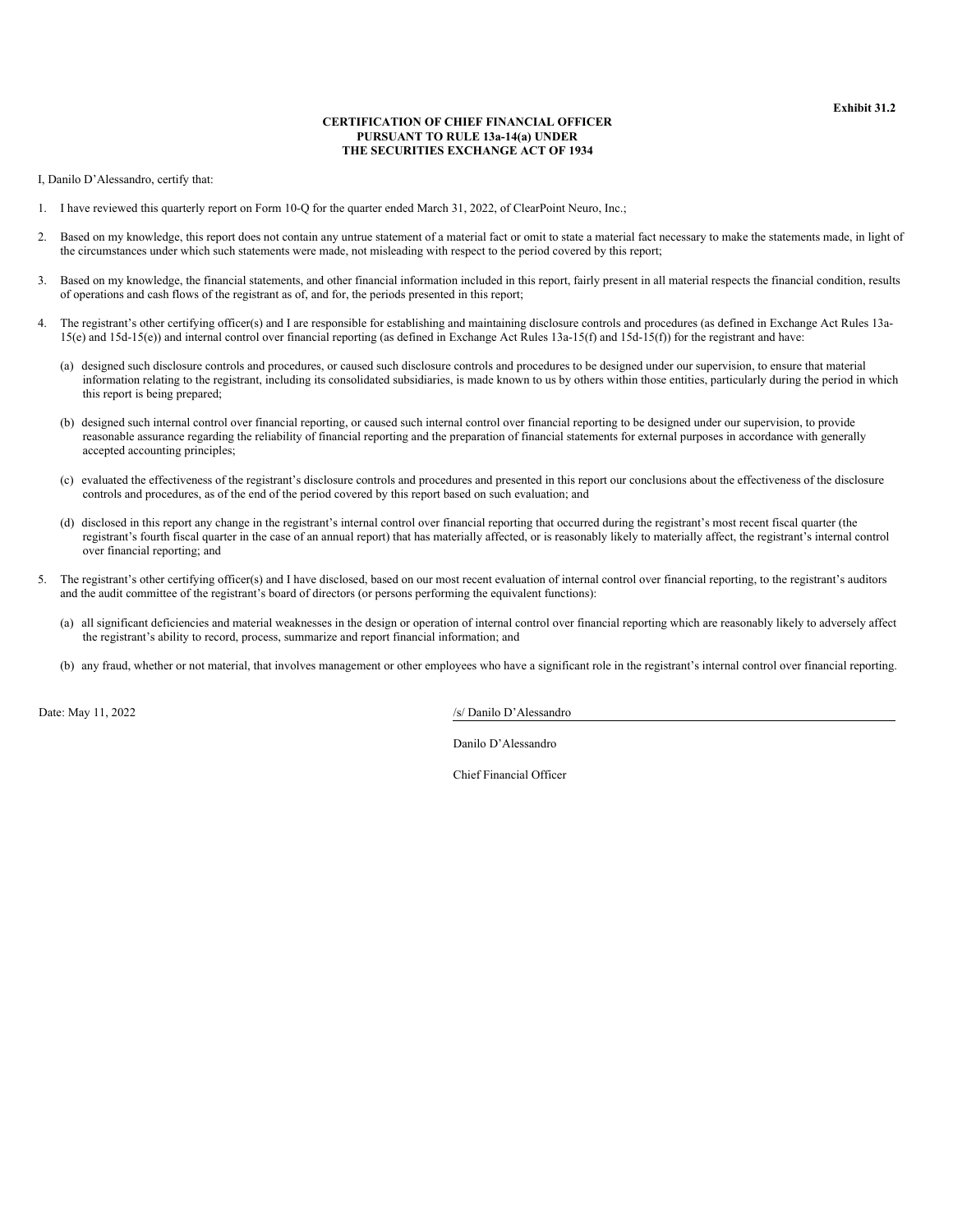**Exhibit 31.2**

**CERTIFICATION OF CHIEF FINANCIAL OFFICER**
**PURSUANT TO RULE 13a-14(a) UNDER**
**THE SECURITIES EXCHANGE ACT OF 1934**

I, Danilo D'Alessandro, certify that:

1. I have reviewed this quarterly report on Form 10-Q for the quarter ended March 31, 2022, of ClearPoint Neuro, Inc.;

2. Based on my knowledge, this report does not contain any untrue statement of a material fact or omit to state a material fact necessary to make the statements made, in light of the circumstances under which such statements were made, not misleading with respect to the period covered by this report;

3. Based on my knowledge, the financial statements, and other financial information included in this report, fairly present in all material respects the financial condition, results of operations and cash flows of the registrant as of, and for, the periods presented in this report;

4. The registrant's other certifying officer(s) and I are responsible for establishing and maintaining disclosure controls and procedures (as defined in Exchange Act Rules 13a-15(e) and 15d-15(e)) and internal control over financial reporting (as defined in Exchange Act Rules 13a-15(f) and 15d-15(f)) for the registrant and have:

   (a) designed such disclosure controls and procedures, or caused such disclosure controls and procedures to be designed under our supervision, to ensure that material information relating to the registrant, including its consolidated subsidiaries, is made known to us by others within those entities, particularly during the period in which this report is being prepared;

   (b) designed such internal control over financial reporting, or caused such internal control over financial reporting to be designed under our supervision, to provide reasonable assurance regarding the reliability of financial reporting and the preparation of financial statements for external purposes in accordance with generally accepted accounting principles;

   (c) evaluated the effectiveness of the registrant's disclosure controls and procedures and presented in this report our conclusions about the effectiveness of the disclosure controls and procedures, as of the end of the period covered by this report based on such evaluation; and

   (d) disclosed in this report any change in the registrant's internal control over financial reporting that occurred during the registrant's most recent fiscal quarter (the registrant's fourth fiscal quarter in the case of an annual report) that has materially affected, or is reasonably likely to materially affect, the registrant's internal control over financial reporting; and

5. The registrant's other certifying officer(s) and I have disclosed, based on our most recent evaluation of internal control over financial reporting, to the registrant's auditors and the audit committee of the registrant's board of directors (or persons performing the equivalent functions):

   (a) all significant deficiencies and material weaknesses in the design or operation of internal control over financial reporting which are reasonably likely to adversely affect the registrant's ability to record, process, summarize and report financial information; and

   (b) any fraud, whether or not material, that involves management or other employees who have a significant role in the registrant's internal control over financial reporting.

Date: May 11, 2022

/s/ Danilo D'Alessandro

Danilo D'Alessandro

Chief Financial Officer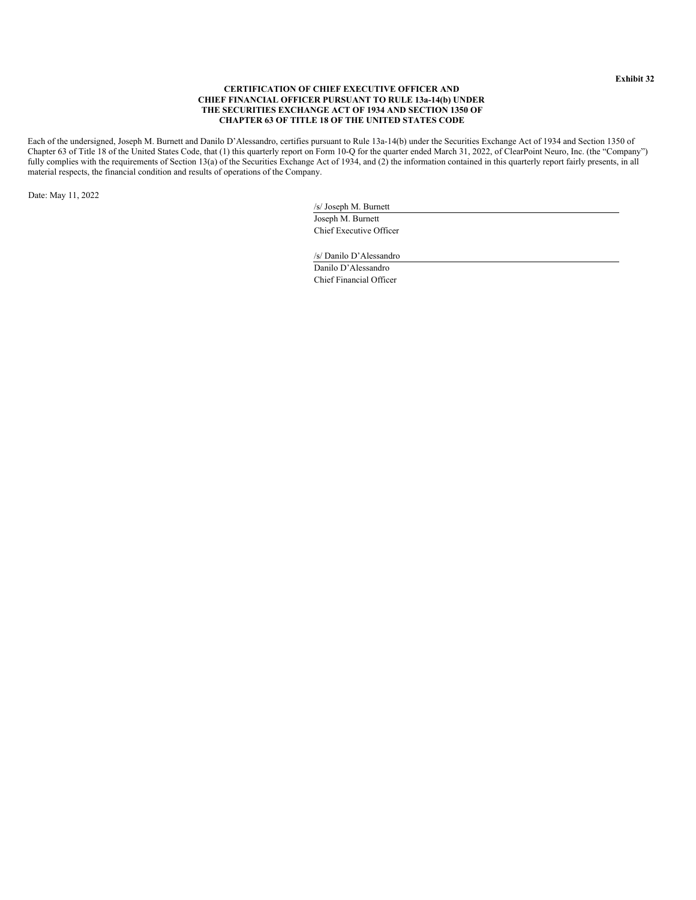**Exhibit 32**

**CERTIFICATION OF CHIEF EXECUTIVE OFFICER AND CHIEF FINANCIAL OFFICER PURSUANT TO RULE 13a-14(b) UNDER THE SECURITIES EXCHANGE ACT OF 1934 AND SECTION 1350 OF CHAPTER 63 OF TITLE 18 OF THE UNITED STATES CODE**

Each of the undersigned, Joseph M. Burnett and Danilo D'Alessandro, certifies pursuant to Rule 13a-14(b) under the Securities Exchange Act of 1934 and Section 1350 of Chapter 63 of Title 18 of the United States Code, that (1) this quarterly report on Form 10-Q for the quarter ended March 31, 2022, of ClearPoint Neuro, Inc. (the "Company") fully complies with the requirements of Section 13(a) of the Securities Exchange Act of 1934, and (2) the information contained in this quarterly report fairly presents, in all material respects, the financial condition and results of operations of the Company.

Date: May 11, 2022

/s/ Joseph M. Burnett
Joseph M. Burnett
Chief Executive Officer

/s/ Danilo D'Alessandro
Danilo D'Alessandro
Chief Financial Officer